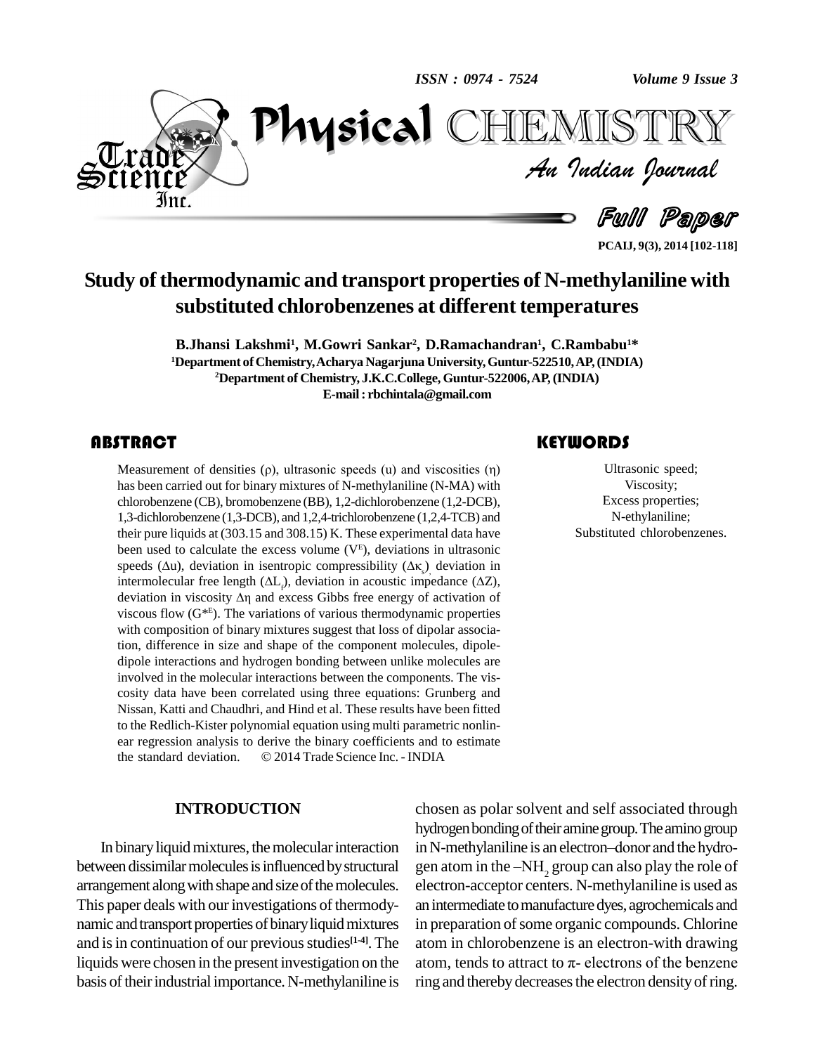# Study of thermodynamic and transport properties of N-methylaniline with substituted chlorobenzenes at different temperatures

**B.Jhansi Lakshmi[1], M.Gowri Sankar[2], D.Ramachandran[1], C.Rambabu[1]***

[1]Department of Chemistry, Acharya Nagarjuna University, Guntur-522510, AP, (INDIA)

[2]Department of Chemistry, J.K.C.College, Guntur-522006, AP, (INDIA)

E-mail : rbchintala@gmail.com

## ABSTRACT

Measurement of densities (ρ), ultrasonic speeds (u) and viscosities (η) has been carried out for binary mixtures of N-methylaniline (N-MA) with chlorobenzene (CB), bromobenzene (BB), 1,2-dichlorobenzene (1,2-DCB), 1,3-dichlorobenzene (1,3-DCB), and 1,2,4-trichlorobenzene (1,2,4-TCB) and their pure liquids at (303.15 and 308.15) K. These experimental data have been used to calculate the excess volume ($V^E$), deviations in ultrasonic speeds (Δu), deviation in isentropic compressibility ($\Delta\kappa_s$), deviation in intermolecular free length ($\Delta L_f$), deviation in acoustic impedance (ΔZ), deviation in viscosity Δη and excess Gibbs free energy of activation of viscous flow ($G^{*E}$). The variations of various thermodynamic properties with composition of binary mixtures suggest that loss of dipolar association, difference in size and shape of the component molecules, dipole-dipole interactions and hydrogen bonding between unlike molecules are involved in the molecular interactions between the components. The viscosity data have been correlated using three equations: Grunberg and Nissan, Katti and Chaudhri, and Hind et al. These results have been fitted to the Redlich-Kister polynomial equation using multi parametric nonlinear regression analysis to derive the binary coefficients and to estimate the standard deviation. © 2014 Trade Science Inc. - INDIA

## KEYWORDS

Ultrasonic speed;
Viscosity;
Excess properties;
N-ethylaniline;
Substituted chlorobenzenes.

## INTRODUCTION

In binary liquid mixtures, the molecular interaction between dissimilar molecules is influenced by structural arrangement along with shape and size of the molecules. This paper deals with our investigations of thermodynamic and transport properties of binary liquid mixtures and is in continuation of our previous studies[1-4]. The liquids were chosen in the present investigation on the basis of their industrial importance. N-methylaniline is chosen as polar solvent and self associated through hydrogen bonding of their amine group. The amino group in N-methylaniline is an electron–donor and the hydrogen atom in the $-NH_2$ group can also play the role of electron-acceptor centers. N-methylaniline is used as an intermediate to manufacture dyes, agrochemicals and in preparation of some organic compounds. Chlorine atom in chlorobenzene is an electron-with drawing atom, tends to attract to π- electrons of the benzene ring and thereby decreases the electron density of ring.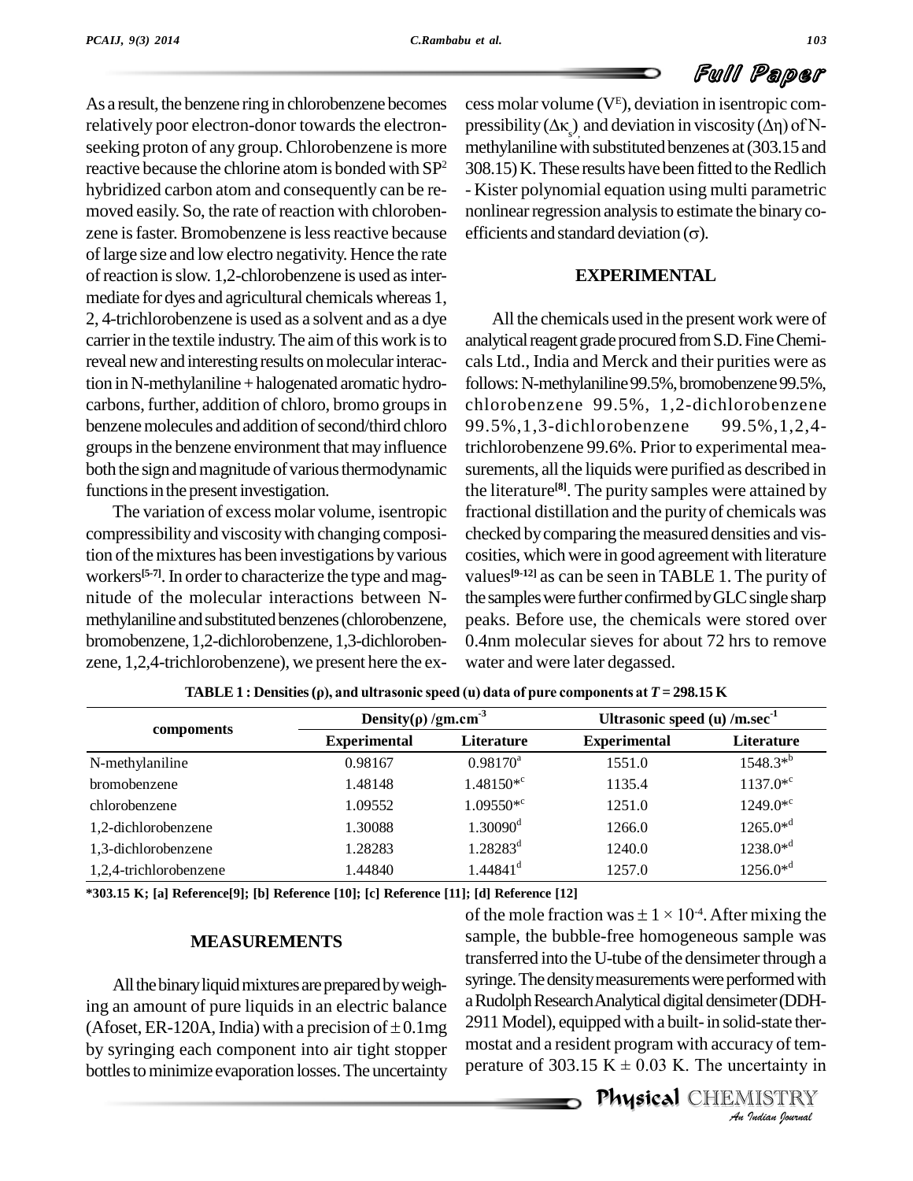As a result, the benzene ring in chlorobenzene becomes relatively poor electron-donor towards the electron-seeking proton of any group. Chlorobenzene is more reactive because the chlorine atom is bonded with $SP^2$ hybridized carbon atom and consequently can be removed easily. So, the rate of reaction with chlorobenzene is faster. Bromobenzene is less reactive because of large size and low electro negativity. Hence the rate of reaction is slow. 1,2-chlorobenzene is used as intermediate for dyes and agricultural chemicals whereas 1, 2, 4-trichlorobenzene is used as a solvent and as a dye carrier in the textile industry. The aim of this work is to reveal new and interesting results on molecular interaction in N-methylaniline + halogenated aromatic hydrocarbons, further, addition of chloro, bromo groups in benzene molecules and addition of second/third chloro groups in the benzene environment that may influence both the sign and magnitude of various thermodynamic functions in the present investigation.

The variation of excess molar volume, isentropic compressibility and viscosity with changing composition of the mixtures has been investigations by various workers[5-7]. In order to characterize the type and magnitude of the molecular interactions between N-methylaniline and substituted benzenes (chlorobenzene, bromobenzene, 1,2-dichlorobenzene, 1,3-dichlorobenzene, 1,2,4-trichlorobenzene), we present here the excess molar volume ($V^E$), deviation in isentropic compressibility ($\Delta\kappa_s$) and deviation in viscosity ($\Delta\eta$) of N-methylaniline with substituted benzenes at (303.15 and 308.15) K. These results have been fitted to the Redlich - Kister polynomial equation using multi parametric nonlinear regression analysis to estimate the binary coefficients and standard deviation ($\sigma$).

## EXPERIMENTAL

All the chemicals used in the present work were of analytical reagent grade procured from S.D. Fine Chemicals Ltd., India and Merck and their purities were as follows: N-methylaniline 99.5%, bromobenzene 99.5%, chlorobenzene 99.5%, 1,2-dichlorobenzene 99.5%,1,3-dichlorobenzene 99.5%,1,2,4-trichlorobenzene 99.6%. Prior to experimental measurements, all the liquids were purified as described in the literature[8]. The purity samples were attained by fractional distillation and the purity of chemicals was checked by comparing the measured densities and viscosities, which were in good agreement with literature values[9-12] as can be seen in TABLE 1. The purity of the samples were further confirmed by GLC single sharp peaks. Before use, the chemicals were stored over 0.4nm molecular sieves for about 72 hrs to remove water and were later degassed.

**TABLE 1 : Densities (ρ), and ultrasonic speed (u) data of pure components at $T$ = 298.15 K**

| compoments | Density(ρ) /gm.cm$^{-3}$ | | Ultrasonic speed (u) /m.sec$^{-1}$ | |
|---|---|---|---|---|
| | Experimental | Literature | Experimental | Literature |
| N-methylaniline | 0.98167 | 0.98170[a] | 1551.0 | 1548.3*[b] |
| bromobenzene | 1.48148 | 1.48150*[c] | 1135.4 | 1137.0*[c] |
| chlorobenzene | 1.09552 | 1.09550*[c] | 1251.0 | 1249.0*[c] |
| 1,2-dichlorobenzene | 1.30088 | 1.30090[d] | 1266.0 | 1265.0*[d] |
| 1,3-dichlorobenzene | 1.28283 | 1.28283[d] | 1240.0 | 1238.0*[d] |
| 1,2,4-trichlorobenzene | 1.44840 | 1.44841[d] | 1257.0 | 1256.0*[d] |

***303.15 K; [a] Reference[9]; [b] Reference [10]; [c] Reference [11]; [d] Reference [12]**

## MEASUREMENTS

All the binary liquid mixtures are prepared by weighing an amount of pure liquids in an electric balance (Afoset, ER-120A, India) with a precision of $\pm$ 0.1mg by syringing each component into air tight stopper bottles to minimize evaporation losses. The uncertainty of the mole fraction was $\pm 1 \times 10^{-4}$. After mixing the sample, the bubble-free homogeneous sample was transferred into the U-tube of the densimeter through a syringe. The density measurements were performed with a Rudolph Research Analytical digital densimeter (DDH-2911 Model), equipped with a built-in solid-state thermostat and a resident program with accuracy of temperature of 303.15 K $\pm$ 0.03 K. The uncertainty in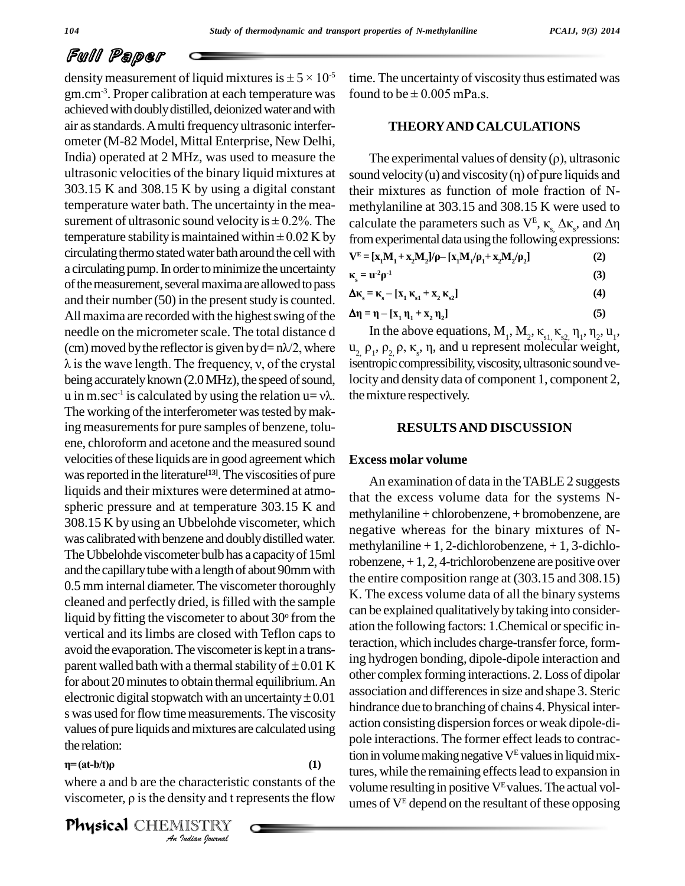density measurement of liquid mixtures is $\pm 5 \times 10^{-5}$ gm.cm$^{-3}$. Proper calibration at each temperature was achieved with doubly distilled, deionized water and with air as standards. A multi frequency ultrasonic interferometer (M-82 Model, Mittal Enterprise, New Delhi, India) operated at 2 MHz, was used to measure the ultrasonic velocities of the binary liquid mixtures at 303.15 K and 308.15 K by using a digital constant temperature water bath. The uncertainty in the measurement of ultrasonic sound velocity is $\pm$ 0.2%. The temperature stability is maintained within $\pm$ 0.02 K by circulating thermo stated water bath around the cell with a circulating pump. In order to minimize the uncertainty of the measurement, several maxima are allowed to pass and their number (50) in the present study is counted. All maxima are recorded with the highest swing of the needle on the micrometer scale. The total distance d (cm) moved by the reflector is given by $d = n\lambda/2$, where $\lambda$ is the wave length. The frequency, $\nu$, of the crystal being accurately known (2.0 MHz), the speed of sound, u in m.sec$^{-1}$ is calculated by using the relation $u = \nu\lambda$. The working of the interferometer was tested by making measurements for pure samples of benzene, toluene, chloroform and acetone and the measured sound velocities of these liquids are in good agreement which was reported in the literature[13]. The viscosities of pure liquids and their mixtures were determined at atmospheric pressure and at temperature 303.15 K and 308.15 K by using an Ubbelohde viscometer, which was calibrated with benzene and doubly distilled water. The Ubbelohde viscometer bulb has a capacity of 15ml and the capillary tube with a length of about 90mm with 0.5 mm internal diameter. The viscometer thoroughly cleaned and perfectly dried, is filled with the sample liquid by fitting the viscometer to about 30$^{o}$ from the vertical and its limbs are closed with Teflon caps to avoid the evaporation. The viscometer is kept in a transparent walled bath with a thermal stability of $\pm$ 0.01 K for about 20 minutes to obtain thermal equilibrium. An electronic digital stopwatch with an uncertainty $\pm$ 0.01 s was used for flow time measurements. The viscosity values of pure liquids and mixtures are calculated using the relation:

$$\eta = (at - b/t)\rho \tag{1}$$

where a and b are the characteristic constants of the viscometer, $\rho$ is the density and t represents the flow time. The uncertainty of viscosity thus estimated was found to be $\pm$ 0.005 mPa.s.

## THEORY AND CALCULATIONS

The experimental values of density ($\rho$), ultrasonic sound velocity (u) and viscosity ($\eta$) of pure liquids and their mixtures as function of mole fraction of N-methylaniline at 303.15 and 308.15 K were used to calculate the parameters such as $V^E$, $\kappa_s$, $\Delta\kappa_s$, and $\Delta\eta$ from experimental data using the following expressions:

$$V^E = [x_1M_1 + x_2M_2]/\rho - [x_1M_1/\rho_1 + x_2M_2/\rho_2] \tag{2}$$

$$\kappa_s = u^{-2}\rho^{-1} \tag{3}$$

$$\Delta\kappa_s = \kappa_s - [x_1\,\kappa_{s1} + x_2\,\kappa_{s2}] \tag{4}$$

$$\Delta\eta = \eta - [x_1\,\eta_1 + x_2\,\eta_2] \tag{5}$$

In the above equations, $M_1$, $M_2$, $\kappa_{s1}$, $\kappa_{s2}$, $\eta_1$, $\eta_2$, $u_1$, $u_2$, $\rho_1$, $\rho_2$, $\rho$, $\kappa_s$, $\eta$, and u represent molecular weight, isentropic compressibility, viscosity, ultrasonic sound velocity and density data of component 1, component 2, the mixture respectively.

## RESULTS AND DISCUSSION

### Excess molar volume

An examination of data in the TABLE 2 suggests that the excess volume data for the systems N-methylaniline + chlorobenzene, + bromobenzene, are negative whereas for the binary mixtures of N-methylaniline + 1, 2-dichlorobenzene, + 1, 3-dichlorobenzene, + 1, 2, 4-trichlorobenzene are positive over the entire composition range at (303.15 and 308.15) K. The excess volume data of all the binary systems can be explained qualitatively by taking into consideration the following factors: 1.Chemical or specific interaction, which includes charge-transfer force, forming hydrogen bonding, dipole-dipole interaction and other complex forming interactions. 2. Loss of dipolar association and differences in size and shape 3. Steric hindrance due to branching of chains 4. Physical interaction consisting dispersion forces or weak dipole-dipole interactions. The former effect leads to contraction in volume making negative $V^E$ values in liquid mixtures, while the remaining effects lead to expansion in volume resulting in positive $V^E$ values. The actual volumes of $V^E$ depend on the resultant of these opposing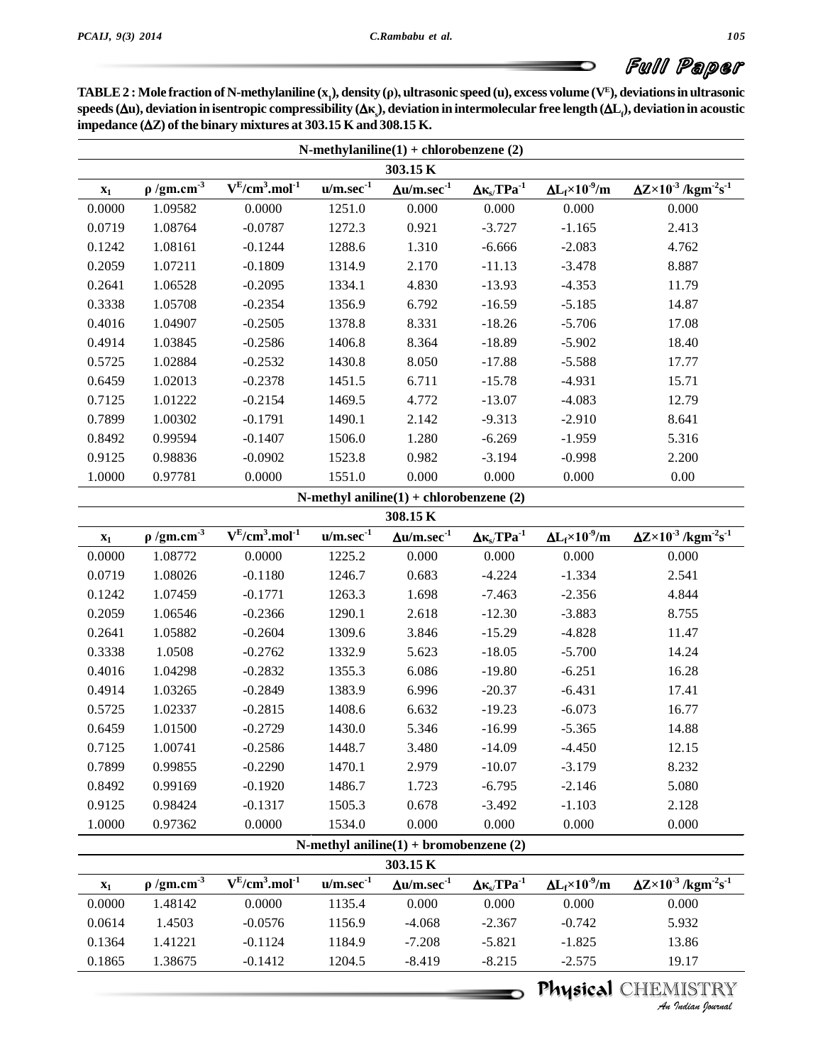**TABLE 2 : Mole fraction of N-methylaniline ($x_1$), density ($\rho$), ultrasonic speed (u), excess volume ($V^E$), deviations in ultrasonic speeds ($\Delta u$), deviation in isentropic compressibility ($\Delta\kappa_s$), deviation in intermolecular free length ($\Delta L_f$), deviation in acoustic impedance ($\Delta Z$) of the binary mixtures at 303.15 K and 308.15 K.**

| N-methylaniline(1) + chlorobenzene (2) | | | | | | | |
|---|---|---|---|---|---|---|---|
| 303.15 K | | | | | | | |
| $x_1$ | $\rho$ /gm.cm$^{-3}$ | $V^E$/cm$^3$.mol$^{-1}$ | u/m.sec$^{-1}$ | $\Delta$u/m.sec$^{-1}$ | $\Delta\kappa_s$/TPa$^{-1}$ | $\Delta L_f\times10^{-9}$/m | $\Delta Z\times10^{-3}$ /kgm$^{-2}$s$^{-1}$ |
| 0.0000 | 1.09582 | 0.0000 | 1251.0 | 0.000 | 0.000 | 0.000 | 0.000 |
| 0.0719 | 1.08764 | -0.0787 | 1272.3 | 0.921 | -3.727 | -1.165 | 2.413 |
| 0.1242 | 1.08161 | -0.1244 | 1288.6 | 1.310 | -6.666 | -2.083 | 4.762 |
| 0.2059 | 1.07211 | -0.1809 | 1314.9 | 2.170 | -11.13 | -3.478 | 8.887 |
| 0.2641 | 1.06528 | -0.2095 | 1334.1 | 4.830 | -13.93 | -4.353 | 11.79 |
| 0.3338 | 1.05708 | -0.2354 | 1356.9 | 6.792 | -16.59 | -5.185 | 14.87 |
| 0.4016 | 1.04907 | -0.2505 | 1378.8 | 8.331 | -18.26 | -5.706 | 17.08 |
| 0.4914 | 1.03845 | -0.2586 | 1406.8 | 8.364 | -18.89 | -5.902 | 18.40 |
| 0.5725 | 1.02884 | -0.2532 | 1430.8 | 8.050 | -17.88 | -5.588 | 17.77 |
| 0.6459 | 1.02013 | -0.2378 | 1451.5 | 6.711 | -15.78 | -4.931 | 15.71 |
| 0.7125 | 1.01222 | -0.2154 | 1469.5 | 4.772 | -13.07 | -4.083 | 12.79 |
| 0.7899 | 1.00302 | -0.1791 | 1490.1 | 2.142 | -9.313 | -2.910 | 8.641 |
| 0.8492 | 0.99594 | -0.1407 | 1506.0 | 1.280 | -6.269 | -1.959 | 5.316 |
| 0.9125 | 0.98836 | -0.0902 | 1523.8 | 0.982 | -3.194 | -0.998 | 2.200 |
| 1.0000 | 0.97781 | 0.0000 | 1551.0 | 0.000 | 0.000 | 0.000 | 0.00 |
| N-methyl aniline(1) + chlorobenzene (2) | | | | | | | |
| 308.15 K | | | | | | | |
| $x_1$ | $\rho$ /gm.cm$^{-3}$ | $V^E$/cm$^3$.mol$^{-1}$ | u/m.sec$^{-1}$ | $\Delta$u/m.sec$^{-1}$ | $\Delta\kappa_s$/TPa$^{-1}$ | $\Delta L_f\times10^{-9}$/m | $\Delta Z\times10^{-3}$ /kgm$^{-2}$s$^{-1}$ |
| 0.0000 | 1.08772 | 0.0000 | 1225.2 | 0.000 | 0.000 | 0.000 | 0.000 |
| 0.0719 | 1.08026 | -0.1180 | 1246.7 | 0.683 | -4.224 | -1.334 | 2.541 |
| 0.1242 | 1.07459 | -0.1771 | 1263.3 | 1.698 | -7.463 | -2.356 | 4.844 |
| 0.2059 | 1.06546 | -0.2366 | 1290.1 | 2.618 | -12.30 | -3.883 | 8.755 |
| 0.2641 | 1.05882 | -0.2604 | 1309.6 | 3.846 | -15.29 | -4.828 | 11.47 |
| 0.3338 | 1.0508 | -0.2762 | 1332.9 | 5.623 | -18.05 | -5.700 | 14.24 |
| 0.4016 | 1.04298 | -0.2832 | 1355.3 | 6.086 | -19.80 | -6.251 | 16.28 |
| 0.4914 | 1.03265 | -0.2849 | 1383.9 | 6.996 | -20.37 | -6.431 | 17.41 |
| 0.5725 | 1.02337 | -0.2815 | 1408.6 | 6.632 | -19.23 | -6.073 | 16.77 |
| 0.6459 | 1.01500 | -0.2729 | 1430.0 | 5.346 | -16.99 | -5.365 | 14.88 |
| 0.7125 | 1.00741 | -0.2586 | 1448.7 | 3.480 | -14.09 | -4.450 | 12.15 |
| 0.7899 | 0.99855 | -0.2290 | 1470.1 | 2.979 | -10.07 | -3.179 | 8.232 |
| 0.8492 | 0.99169 | -0.1920 | 1486.7 | 1.723 | -6.795 | -2.146 | 5.080 |
| 0.9125 | 0.98424 | -0.1317 | 1505.3 | 0.678 | -3.492 | -1.103 | 2.128 |
| 1.0000 | 0.97362 | 0.0000 | 1534.0 | 0.000 | 0.000 | 0.000 | 0.000 |
| N-methyl aniline(1) + bromobenzene (2) | | | | | | | |
| 303.15 K | | | | | | | |
| $x_1$ | $\rho$ /gm.cm$^{-3}$ | $V^E$/cm$^3$.mol$^{-1}$ | u/m.sec$^{-1}$ | $\Delta$u/m.sec$^{-1}$ | $\Delta\kappa_s$/TPa$^{-1}$ | $\Delta L_f\times10^{-9}$/m | $\Delta Z\times10^{-3}$ /kgm$^{-2}$s$^{-1}$ |
| 0.0000 | 1.48142 | 0.0000 | 1135.4 | 0.000 | 0.000 | 0.000 | 0.000 |
| 0.0614 | 1.4503 | -0.0576 | 1156.9 | -4.068 | -2.367 | -0.742 | 5.932 |
| 0.1364 | 1.41221 | -0.1124 | 1184.9 | -7.208 | -5.821 | -1.825 | 13.86 |
| 0.1865 | 1.38675 | -0.1412 | 1204.5 | -8.419 | -8.215 | -2.575 | 19.17 |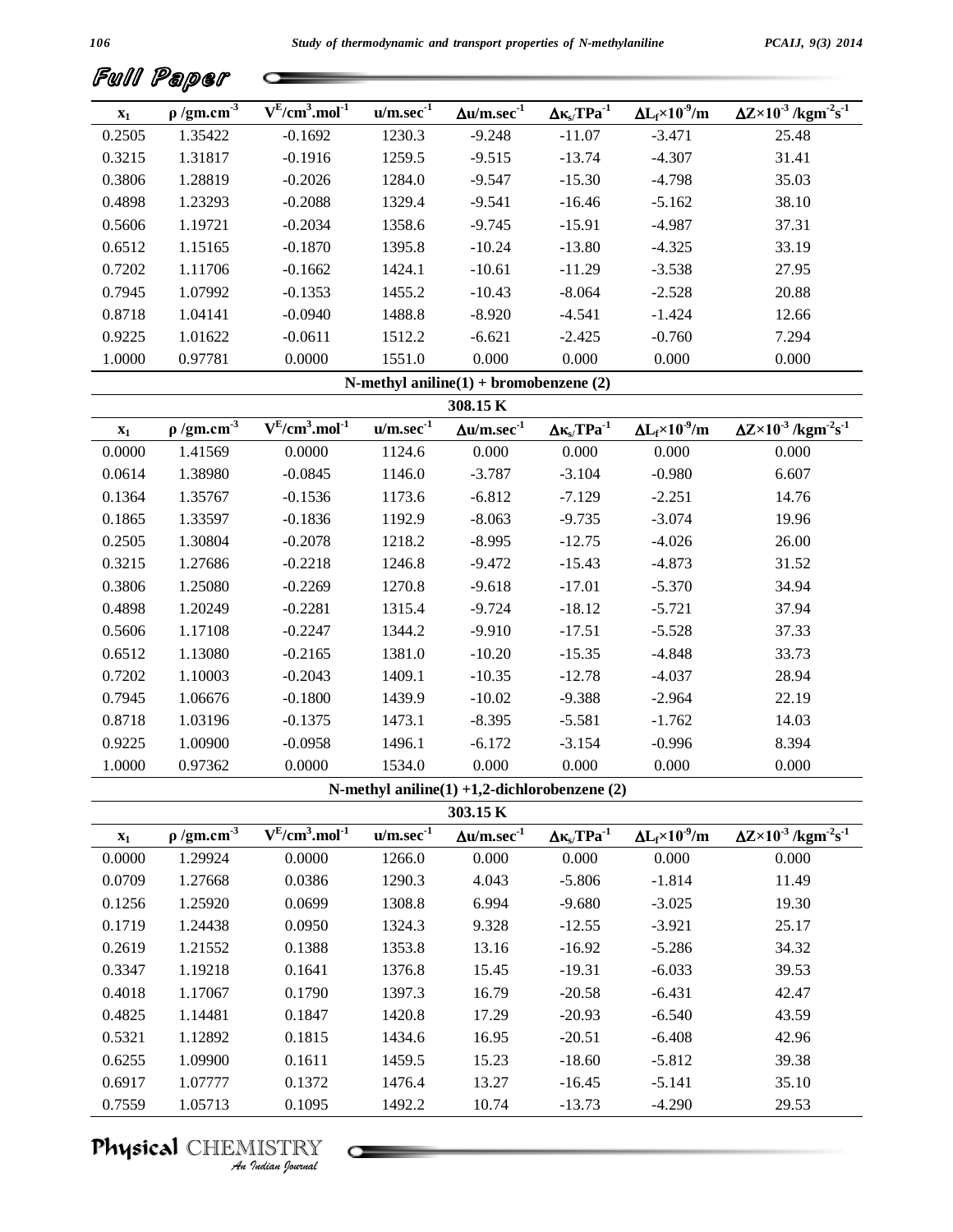| $x_1$ | $\rho$ /gm.cm$^{-3}$ | $V^E$/cm$^3$.mol$^{-1}$ | u/m.sec$^{-1}$ | $\Delta$u/m.sec$^{-1}$ | $\Delta\kappa_s$/TPa$^{-1}$ | $\Delta L_f\times10^{-9}$/m | $\Delta Z\times10^{-3}$ /kgm$^{-2}$s$^{-1}$ |
|---|---|---|---|---|---|---|---|
| 0.2505 | 1.35422 | -0.1692 | 1230.3 | -9.248 | -11.07 | -3.471 | 25.48 |
| 0.3215 | 1.31817 | -0.1916 | 1259.5 | -9.515 | -13.74 | -4.307 | 31.41 |
| 0.3806 | 1.28819 | -0.2026 | 1284.0 | -9.547 | -15.30 | -4.798 | 35.03 |
| 0.4898 | 1.23293 | -0.2088 | 1329.4 | -9.541 | -16.46 | -5.162 | 38.10 |
| 0.5606 | 1.19721 | -0.2034 | 1358.6 | -9.745 | -15.91 | -4.987 | 37.31 |
| 0.6512 | 1.15165 | -0.1870 | 1395.8 | -10.24 | -13.80 | -4.325 | 33.19 |
| 0.7202 | 1.11706 | -0.1662 | 1424.1 | -10.61 | -11.29 | -3.538 | 27.95 |
| 0.7945 | 1.07992 | -0.1353 | 1455.2 | -10.43 | -8.064 | -2.528 | 20.88 |
| 0.8718 | 1.04141 | -0.0940 | 1488.8 | -8.920 | -4.541 | -1.424 | 12.66 |
| 0.9225 | 1.01622 | -0.0611 | 1512.2 | -6.621 | -2.425 | -0.760 | 7.294 |
| 1.0000 | 0.97781 | 0.0000 | 1551.0 | 0.000 | 0.000 | 0.000 | 0.000 |

**N-methyl aniline(1) + bromobenzene (2)**

**308.15 K**

| $x_1$ | $\rho$ /gm.cm$^{-3}$ | $V^E$/cm$^3$.mol$^{-1}$ | u/m.sec$^{-1}$ | $\Delta$u/m.sec$^{-1}$ | $\Delta\kappa_s$/TPa$^{-1}$ | $\Delta L_f\times10^{-9}$/m | $\Delta Z\times10^{-3}$ /kgm$^{-2}$s$^{-1}$ |
|---|---|---|---|---|---|---|---|
| 0.0000 | 1.41569 | 0.0000 | 1124.6 | 0.000 | 0.000 | 0.000 | 0.000 |
| 0.0614 | 1.38980 | -0.0845 | 1146.0 | -3.787 | -3.104 | -0.980 | 6.607 |
| 0.1364 | 1.35767 | -0.1536 | 1173.6 | -6.812 | -7.129 | -2.251 | 14.76 |
| 0.1865 | 1.33597 | -0.1836 | 1192.9 | -8.063 | -9.735 | -3.074 | 19.96 |
| 0.2505 | 1.30804 | -0.2078 | 1218.2 | -8.995 | -12.75 | -4.026 | 26.00 |
| 0.3215 | 1.27686 | -0.2218 | 1246.8 | -9.472 | -15.43 | -4.873 | 31.52 |
| 0.3806 | 1.25080 | -0.2269 | 1270.8 | -9.618 | -17.01 | -5.370 | 34.94 |
| 0.4898 | 1.20249 | -0.2281 | 1315.4 | -9.724 | -18.12 | -5.721 | 37.94 |
| 0.5606 | 1.17108 | -0.2247 | 1344.2 | -9.910 | -17.51 | -5.528 | 37.33 |
| 0.6512 | 1.13080 | -0.2165 | 1381.0 | -10.20 | -15.35 | -4.848 | 33.73 |
| 0.7202 | 1.10003 | -0.2043 | 1409.1 | -10.35 | -12.78 | -4.037 | 28.94 |
| 0.7945 | 1.06676 | -0.1800 | 1439.9 | -10.02 | -9.388 | -2.964 | 22.19 |
| 0.8718 | 1.03196 | -0.1375 | 1473.1 | -8.395 | -5.581 | -1.762 | 14.03 |
| 0.9225 | 1.00900 | -0.0958 | 1496.1 | -6.172 | -3.154 | -0.996 | 8.394 |
| 1.0000 | 0.97362 | 0.0000 | 1534.0 | 0.000 | 0.000 | 0.000 | 0.000 |

**N-methyl aniline(1) +1,2-dichlorobenzene (2)**

**303.15 K**

| $x_1$ | $\rho$ /gm.cm$^{-3}$ | $V^E$/cm$^3$.mol$^{-1}$ | u/m.sec$^{-1}$ | $\Delta$u/m.sec$^{-1}$ | $\Delta\kappa_s$/TPa$^{-1}$ | $\Delta L_f\times10^{-9}$/m | $\Delta Z\times10^{-3}$ /kgm$^{-2}$s$^{-1}$ |
|---|---|---|---|---|---|---|---|
| 0.0000 | 1.29924 | 0.0000 | 1266.0 | 0.000 | 0.000 | 0.000 | 0.000 |
| 0.0709 | 1.27668 | 0.0386 | 1290.3 | 4.043 | -5.806 | -1.814 | 11.49 |
| 0.1256 | 1.25920 | 0.0699 | 1308.8 | 6.994 | -9.680 | -3.025 | 19.30 |
| 0.1719 | 1.24438 | 0.0950 | 1324.3 | 9.328 | -12.55 | -3.921 | 25.17 |
| 0.2619 | 1.21552 | 0.1388 | 1353.8 | 13.16 | -16.92 | -5.286 | 34.32 |
| 0.3347 | 1.19218 | 0.1641 | 1376.8 | 15.45 | -19.31 | -6.033 | 39.53 |
| 0.4018 | 1.17067 | 0.1790 | 1397.3 | 16.79 | -20.58 | -6.431 | 42.47 |
| 0.4825 | 1.14481 | 0.1847 | 1420.8 | 17.29 | -20.93 | -6.540 | 43.59 |
| 0.5321 | 1.12892 | 0.1815 | 1434.6 | 16.95 | -20.51 | -6.408 | 42.96 |
| 0.6255 | 1.09900 | 0.1611 | 1459.5 | 15.23 | -18.60 | -5.812 | 39.38 |
| 0.6917 | 1.07777 | 0.1372 | 1476.4 | 13.27 | -16.45 | -5.141 | 35.10 |
| 0.7559 | 1.05713 | 0.1095 | 1492.2 | 10.74 | -13.73 | -4.290 | 29.53 |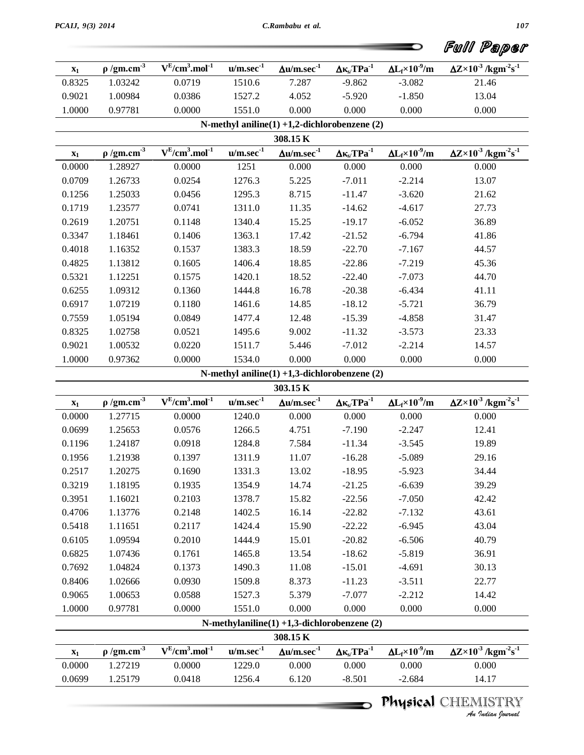| $x_1$ | $\rho$ /gm.cm$^{-3}$ | $V^E$/cm$^3$.mol$^{-1}$ | u/m.sec$^{-1}$ | $\Delta$u/m.sec$^{-1}$ | $\Delta\kappa_s$/TPa$^{-1}$ | $\Delta L_f\times10^{-9}$/m | $\Delta Z\times10^{-3}$ /kgm$^{-2}$s$^{-1}$ |
|---|---|---|---|---|---|---|---|
| 0.8325 | 1.03242 | 0.0719 | 1510.6 | 7.287 | -9.862 | -3.082 | 21.46 |
| 0.9021 | 1.00984 | 0.0386 | 1527.2 | 4.052 | -5.920 | -1.850 | 13.04 |
| 1.0000 | 0.97781 | 0.0000 | 1551.0 | 0.000 | 0.000 | 0.000 | 0.000 |

**N-methyl aniline(1) +1,2-dichlorobenzene (2)**

**308.15 K**

| $x_1$ | $\rho$ /gm.cm$^{-3}$ | $V^E$/cm$^3$.mol$^{-1}$ | u/m.sec$^{-1}$ | $\Delta$u/m.sec$^{-1}$ | $\Delta\kappa_s$/TPa$^{-1}$ | $\Delta L_f\times10^{-9}$/m | $\Delta Z\times10^{-3}$ /kgm$^{-2}$s$^{-1}$ |
|---|---|---|---|---|---|---|---|
| 0.0000 | 1.28927 | 0.0000 | 1251 | 0.000 | 0.000 | 0.000 | 0.000 |
| 0.0709 | 1.26733 | 0.0254 | 1276.3 | 5.225 | -7.011 | -2.214 | 13.07 |
| 0.1256 | 1.25033 | 0.0456 | 1295.3 | 8.715 | -11.47 | -3.620 | 21.62 |
| 0.1719 | 1.23577 | 0.0741 | 1311.0 | 11.35 | -14.62 | -4.617 | 27.73 |
| 0.2619 | 1.20751 | 0.1148 | 1340.4 | 15.25 | -19.17 | -6.052 | 36.89 |
| 0.3347 | 1.18461 | 0.1406 | 1363.1 | 17.42 | -21.52 | -6.794 | 41.86 |
| 0.4018 | 1.16352 | 0.1537 | 1383.3 | 18.59 | -22.70 | -7.167 | 44.57 |
| 0.4825 | 1.13812 | 0.1605 | 1406.4 | 18.85 | -22.86 | -7.219 | 45.36 |
| 0.5321 | 1.12251 | 0.1575 | 1420.1 | 18.52 | -22.40 | -7.073 | 44.70 |
| 0.6255 | 1.09312 | 0.1360 | 1444.8 | 16.78 | -20.38 | -6.434 | 41.11 |
| 0.6917 | 1.07219 | 0.1180 | 1461.6 | 14.85 | -18.12 | -5.721 | 36.79 |
| 0.7559 | 1.05194 | 0.0849 | 1477.4 | 12.48 | -15.39 | -4.858 | 31.47 |
| 0.8325 | 1.02758 | 0.0521 | 1495.6 | 9.002 | -11.32 | -3.573 | 23.33 |
| 0.9021 | 1.00532 | 0.0220 | 1511.7 | 5.446 | -7.012 | -2.214 | 14.57 |
| 1.0000 | 0.97362 | 0.0000 | 1534.0 | 0.000 | 0.000 | 0.000 | 0.000 |

**N-methyl aniline(1) +1,3-dichlorobenzene (2)**

**303.15 K**

| $x_1$ | $\rho$ /gm.cm$^{-3}$ | $V^E$/cm$^3$.mol$^{-1}$ | u/m.sec$^{-1}$ | $\Delta$u/m.sec$^{-1}$ | $\Delta\kappa_s$/TPa$^{-1}$ | $\Delta L_f\times10^{-9}$/m | $\Delta Z\times10^{-3}$ /kgm$^{-2}$s$^{-1}$ |
|---|---|---|---|---|---|---|---|
| 0.0000 | 1.27715 | 0.0000 | 1240.0 | 0.000 | 0.000 | 0.000 | 0.000 |
| 0.0699 | 1.25653 | 0.0576 | 1266.5 | 4.751 | -7.190 | -2.247 | 12.41 |
| 0.1196 | 1.24187 | 0.0918 | 1284.8 | 7.584 | -11.34 | -3.545 | 19.89 |
| 0.1956 | 1.21938 | 0.1397 | 1311.9 | 11.07 | -16.28 | -5.089 | 29.16 |
| 0.2517 | 1.20275 | 0.1690 | 1331.3 | 13.02 | -18.95 | -5.923 | 34.44 |
| 0.3219 | 1.18195 | 0.1935 | 1354.9 | 14.74 | -21.25 | -6.639 | 39.29 |
| 0.3951 | 1.16021 | 0.2103 | 1378.7 | 15.82 | -22.56 | -7.050 | 42.42 |
| 0.4706 | 1.13776 | 0.2148 | 1402.5 | 16.14 | -22.82 | -7.132 | 43.61 |
| 0.5418 | 1.11651 | 0.2117 | 1424.4 | 15.90 | -22.22 | -6.945 | 43.04 |
| 0.6105 | 1.09594 | 0.2010 | 1444.9 | 15.01 | -20.82 | -6.506 | 40.79 |
| 0.6825 | 1.07436 | 0.1761 | 1465.8 | 13.54 | -18.62 | -5.819 | 36.91 |
| 0.7692 | 1.04824 | 0.1373 | 1490.3 | 11.08 | -15.01 | -4.691 | 30.13 |
| 0.8406 | 1.02666 | 0.0930 | 1509.8 | 8.373 | -11.23 | -3.511 | 22.77 |
| 0.9065 | 1.00653 | 0.0588 | 1527.3 | 5.379 | -7.077 | -2.212 | 14.42 |
| 1.0000 | 0.97781 | 0.0000 | 1551.0 | 0.000 | 0.000 | 0.000 | 0.000 |

**N-methylaniline(1) +1,3-dichlorobenzene (2)**

**308.15 K**

| $x_1$ | $\rho$ /gm.cm$^{-3}$ | $V^E$/cm$^3$.mol$^{-1}$ | u/m.sec$^{-1}$ | $\Delta$u/m.sec$^{-1}$ | $\Delta\kappa_s$/TPa$^{-1}$ | $\Delta L_f\times10^{-9}$/m | $\Delta Z\times10^{-3}$ /kgm$^{-2}$s$^{-1}$ |
|---|---|---|---|---|---|---|---|
| 0.0000 | 1.27219 | 0.0000 | 1229.0 | 0.000 | 0.000 | 0.000 | 0.000 |
| 0.0699 | 1.25179 | 0.0418 | 1256.4 | 6.120 | -8.501 | -2.684 | 14.17 |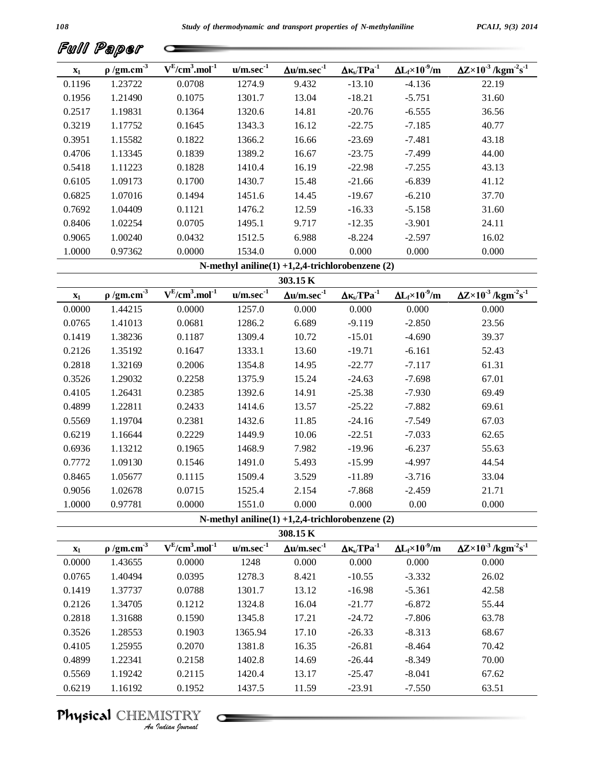| $x_1$ | $\rho$ /gm.cm$^{-3}$ | $V^E$/cm$^3$.mol$^{-1}$ | u/m.sec$^{-1}$ | $\Delta$u/m.sec$^{-1}$ | $\Delta\kappa_s$/TPa$^{-1}$ | $\Delta L_f\times10^{-9}$/m | $\Delta Z\times10^{-3}$ /kgm$^{-2}$s$^{-1}$ |
|---|---|---|---|---|---|---|---|
| 0.1196 | 1.23722 | 0.0708 | 1274.9 | 9.432 | -13.10 | -4.136 | 22.19 |
| 0.1956 | 1.21490 | 0.1075 | 1301.7 | 13.04 | -18.21 | -5.751 | 31.60 |
| 0.2517 | 1.19831 | 0.1364 | 1320.6 | 14.81 | -20.76 | -6.555 | 36.56 |
| 0.3219 | 1.17752 | 0.1645 | 1343.3 | 16.12 | -22.75 | -7.185 | 40.77 |
| 0.3951 | 1.15582 | 0.1822 | 1366.2 | 16.66 | -23.69 | -7.481 | 43.18 |
| 0.4706 | 1.13345 | 0.1839 | 1389.2 | 16.67 | -23.75 | -7.499 | 44.00 |
| 0.5418 | 1.11223 | 0.1828 | 1410.4 | 16.19 | -22.98 | -7.255 | 43.13 |
| 0.6105 | 1.09173 | 0.1700 | 1430.7 | 15.48 | -21.66 | -6.839 | 41.12 |
| 0.6825 | 1.07016 | 0.1494 | 1451.6 | 14.45 | -19.67 | -6.210 | 37.70 |
| 0.7692 | 1.04409 | 0.1121 | 1476.2 | 12.59 | -16.33 | -5.158 | 31.60 |
| 0.8406 | 1.02254 | 0.0705 | 1495.1 | 9.717 | -12.35 | -3.901 | 24.11 |
| 0.9065 | 1.00240 | 0.0432 | 1512.5 | 6.988 | -8.224 | -2.597 | 16.02 |
| 1.0000 | 0.97362 | 0.0000 | 1534.0 | 0.000 | 0.000 | 0.000 | 0.000 |

**N-methyl aniline(1) +1,2,4-trichlorobenzene (2)**

**303.15 K**

| $x_1$ | $\rho$ /gm.cm$^{-3}$ | $V^E$/cm$^3$.mol$^{-1}$ | u/m.sec$^{-1}$ | $\Delta$u/m.sec$^{-1}$ | $\Delta\kappa_s$/TPa$^{-1}$ | $\Delta L_f\times10^{-9}$/m | $\Delta Z\times10^{-3}$ /kgm$^{-2}$s$^{-1}$ |
|---|---|---|---|---|---|---|---|
| 0.0000 | 1.44215 | 0.0000 | 1257.0 | 0.000 | 0.000 | 0.000 | 0.000 |
| 0.0765 | 1.41013 | 0.0681 | 1286.2 | 6.689 | -9.119 | -2.850 | 23.56 |
| 0.1419 | 1.38236 | 0.1187 | 1309.4 | 10.72 | -15.01 | -4.690 | 39.37 |
| 0.2126 | 1.35192 | 0.1647 | 1333.1 | 13.60 | -19.71 | -6.161 | 52.43 |
| 0.2818 | 1.32169 | 0.2006 | 1354.8 | 14.95 | -22.77 | -7.117 | 61.31 |
| 0.3526 | 1.29032 | 0.2258 | 1375.9 | 15.24 | -24.63 | -7.698 | 67.01 |
| 0.4105 | 1.26431 | 0.2385 | 1392.6 | 14.91 | -25.38 | -7.930 | 69.49 |
| 0.4899 | 1.22811 | 0.2433 | 1414.6 | 13.57 | -25.22 | -7.882 | 69.61 |
| 0.5569 | 1.19704 | 0.2381 | 1432.6 | 11.85 | -24.16 | -7.549 | 67.03 |
| 0.6219 | 1.16644 | 0.2229 | 1449.9 | 10.06 | -22.51 | -7.033 | 62.65 |
| 0.6936 | 1.13212 | 0.1965 | 1468.9 | 7.982 | -19.96 | -6.237 | 55.63 |
| 0.7772 | 1.09130 | 0.1546 | 1491.0 | 5.493 | -15.99 | -4.997 | 44.54 |
| 0.8465 | 1.05677 | 0.1115 | 1509.4 | 3.529 | -11.89 | -3.716 | 33.04 |
| 0.9056 | 1.02678 | 0.0715 | 1525.4 | 2.154 | -7.868 | -2.459 | 21.71 |
| 1.0000 | 0.97781 | 0.0000 | 1551.0 | 0.000 | 0.000 | 0.00 | 0.000 |

**N-methyl aniline(1) +1,2,4-trichlorobenzene (2)**

**308.15 K**

| $x_1$ | $\rho$ /gm.cm$^{-3}$ | $V^E$/cm$^3$.mol$^{-1}$ | u/m.sec$^{-1}$ | $\Delta$u/m.sec$^{-1}$ | $\Delta\kappa_s$/TPa$^{-1}$ | $\Delta L_f\times10^{-9}$/m | $\Delta Z\times10^{-3}$ /kgm$^{-2}$s$^{-1}$ |
|---|---|---|---|---|---|---|---|
| 0.0000 | 1.43655 | 0.0000 | 1248 | 0.000 | 0.000 | 0.000 | 0.000 |
| 0.0765 | 1.40494 | 0.0395 | 1278.3 | 8.421 | -10.55 | -3.332 | 26.02 |
| 0.1419 | 1.37737 | 0.0788 | 1301.7 | 13.12 | -16.98 | -5.361 | 42.58 |
| 0.2126 | 1.34705 | 0.1212 | 1324.8 | 16.04 | -21.77 | -6.872 | 55.44 |
| 0.2818 | 1.31688 | 0.1590 | 1345.8 | 17.21 | -24.72 | -7.806 | 63.78 |
| 0.3526 | 1.28553 | 0.1903 | 1365.94 | 17.10 | -26.33 | -8.313 | 68.67 |
| 0.4105 | 1.25955 | 0.2070 | 1381.8 | 16.35 | -26.81 | -8.464 | 70.42 |
| 0.4899 | 1.22341 | 0.2158 | 1402.8 | 14.69 | -26.44 | -8.349 | 70.00 |
| 0.5569 | 1.19242 | 0.2115 | 1420.4 | 13.17 | -25.47 | -8.041 | 67.62 |
| 0.6219 | 1.16192 | 0.1952 | 1437.5 | 11.59 | -23.91 | -7.550 | 63.51 |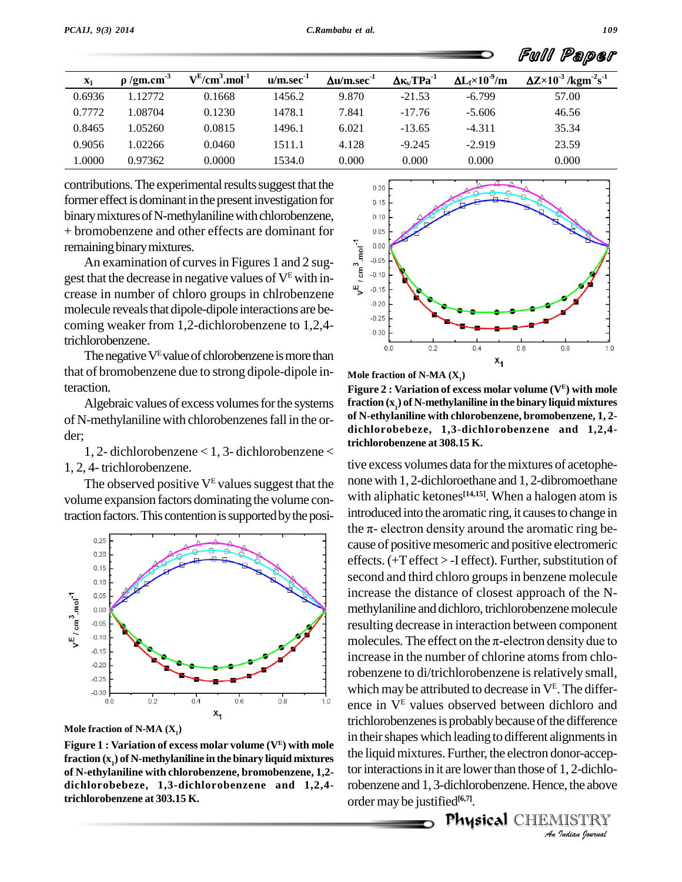| $x_1$ | $\rho$ /gm.cm$^{-3}$ | $V^E$/cm$^3$.mol$^{-1}$ | u/m.sec$^{-1}$ | $\Delta$u/m.sec$^{-1}$ | $\Delta\kappa_s$/TPa$^{-1}$ | $\Delta L_f\times10^{-9}$/m | $\Delta Z\times10^{-3}$ /kgm$^{-2}$s$^{-1}$ |
|---|---|---|---|---|---|---|---|
| 0.6936 | 1.12772 | 0.1668 | 1456.2 | 9.870 | -21.53 | -6.799 | 57.00 |
| 0.7772 | 1.08704 | 0.1230 | 1478.1 | 7.841 | -17.76 | -5.606 | 46.56 |
| 0.8465 | 1.05260 | 0.0815 | 1496.1 | 6.021 | -13.65 | -4.311 | 35.34 |
| 0.9056 | 1.02266 | 0.0460 | 1511.1 | 4.128 | -9.245 | -2.919 | 23.59 |
| 1.0000 | 0.97362 | 0.0000 | 1534.0 | 0.000 | 0.000 | 0.000 | 0.000 |

contributions. The experimental results suggest that the former effect is dominant in the present investigation for binary mixtures of N-methylaniline with chlorobenzene, + bromobenzene and other effects are dominant for remaining binary mixtures.

An examination of curves in Figures 1 and 2 suggest that the decrease in negative values of $V^E$ with increase in number of chloro groups in chlrobenzene molecule reveals that dipole-dipole interactions are becoming weaker from 1,2-dichlorobenzene to 1,2,4-trichlorobenzene.

The negative $V^E$ value of chlorobenzene is more than that of bromobenzene due to strong dipole-dipole interaction.

Algebraic values of excess volumes for the systems of N-methylaniline with chlorobenzenes fall in the order;

1, 2- dichlorobenzene < 1, 3- dichlorobenzene < 1, 2, 4- trichlorobenzene.

The observed positive $V^E$ values suggest that the volume expansion factors dominating the volume contraction factors. This contention is supported by the positive excess volumes data for the mixtures of acetophenone with 1, 2-dichloroethane and 1, 2-dibromoethane with aliphatic ketones[14,15]. When a halogen atom is introduced into the aromatic ring, it causes to change in the $\pi$- electron density around the aromatic ring because of positive mesomeric and positive electromeric effects. (+T effect > -I effect). Further, substitution of second and third chloro groups in benzene molecule increase the distance of closest approach of the N-methylaniline and dichloro, trichlorobenzene molecule resulting decrease in interaction between component molecules. The effect on the $\pi$-electron density due to increase in the number of chlorine atoms from chlorobenzene to di/trichlorobenzene is relatively small, which may be attributed to decrease in $V^E$. The difference in $V^E$ values observed between dichloro and trichlorobenzenes is probably because of the difference in their shapes which leading to different alignments in the liquid mixtures. Further, the electron donor-acceptor interactions in it are lower than those of 1, 2-dichlorobenzene and 1, 3-dichlorobenzene. Hence, the above order may be justified[6,7].

**Figure 1 : Variation of excess molar volume ($V^E$) with mole fraction ($x_1$) of N-methylaniline in the binary liquid mixtures of N-ethylaniline with chlorobenzene, bromobenzene, 1,2-dichlorobebeze, 1,3-dichlorobenzene and 1,2,4-trichlorobenzene at 303.15 K.**

**Figure 2 : Variation of excess molar volume ($V^E$) with mole fraction ($x_1$) of N-methylaniline in the binary liquid mixtures of N-ethylaniline with chlorobenzene, bromobenzene, 1, 2-dichlorobebeze, 1,3-dichlorobenzene and 1,2,4-trichlorobenzene at 308.15 K.**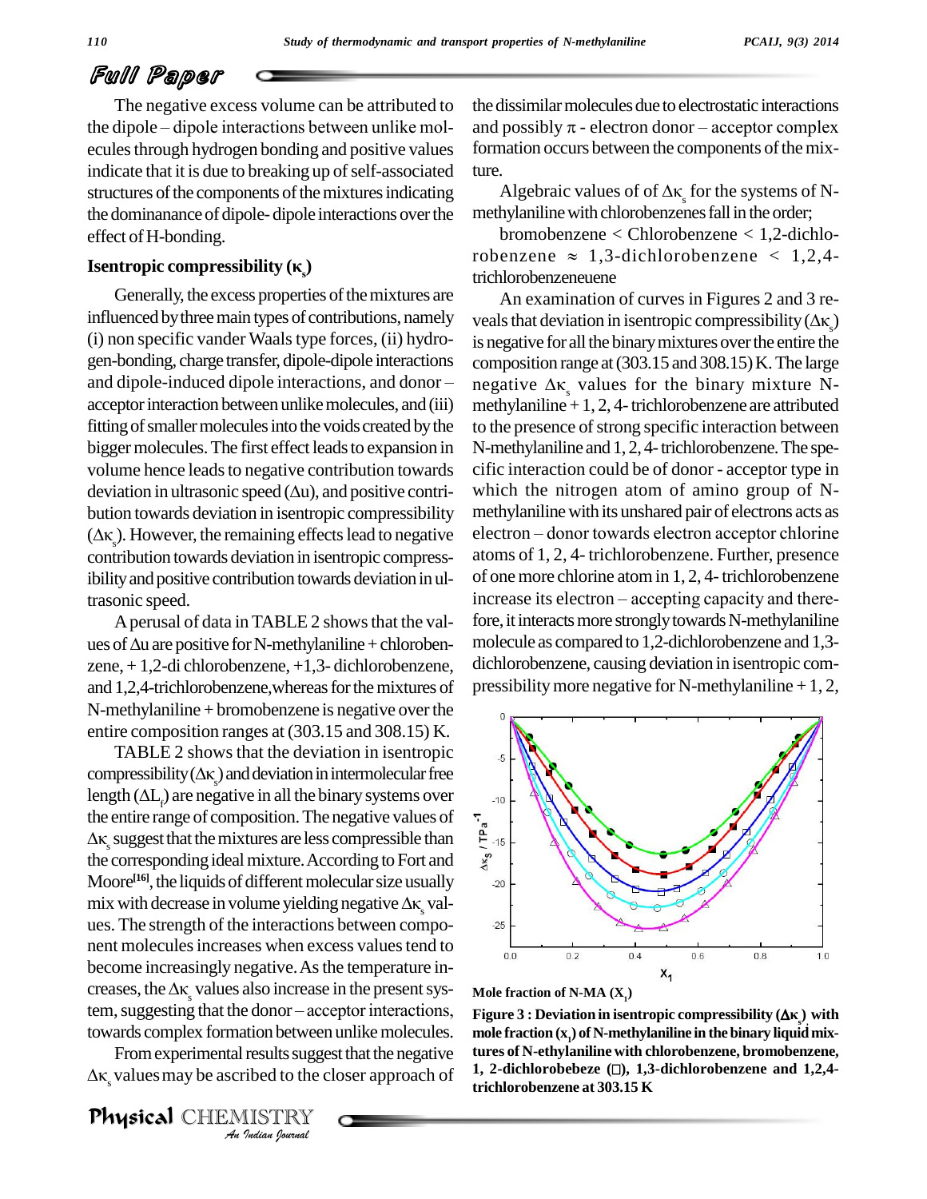The negative excess volume can be attributed to the dipole – dipole interactions between unlike molecules through hydrogen bonding and positive values indicate that it is due to breaking up of self-associated structures of the components of the mixtures indicating the dominanance of dipole- dipole interactions over the effect of H-bonding.

### Isentropic compressibility ($\kappa_s$)

Generally, the excess properties of the mixtures are influenced by three main types of contributions, namely (i) non specific vander Waals type forces, (ii) hydrogen-bonding, charge transfer, dipole-dipole interactions and dipole-induced dipole interactions, and donor – acceptor interaction between unlike molecules, and (iii) fitting of smaller molecules into the voids created by the bigger molecules. The first effect leads to expansion in volume hence leads to negative contribution towards deviation in ultrasonic speed ($\Delta u$), and positive contribution towards deviation in isentropic compressibility ($\Delta\kappa_s$). However, the remaining effects lead to negative contribution towards deviation in isentropic compressibility and positive contribution towards deviation in ultrasonic speed.

A perusal of data in TABLE 2 shows that the values of $\Delta u$ are positive for N-methylaniline + chlorobenzene, + 1,2-di chlorobenzene, +1,3- dichlorobenzene, and 1,2,4-trichlorobenzene,whereas for the mixtures of N-methylaniline + bromobenzene is negative over the entire composition ranges at (303.15 and 308.15) K.

TABLE 2 shows that the deviation in isentropic compressibility ($\Delta\kappa_s$) and deviation in intermolecular free length ($\Delta L_f$) are negative in all the binary systems over the entire range of composition. The negative values of $\Delta\kappa_s$ suggest that the mixtures are less compressible than the corresponding ideal mixture. According to Fort and Moore[16], the liquids of different molecular size usually mix with decrease in volume yielding negative $\Delta\kappa_s$ values. The strength of the interactions between component molecules increases when excess values tend to become increasingly negative. As the temperature increases, the $\Delta\kappa_s$ values also increase in the present system, suggesting that the donor – acceptor interactions, towards complex formation between unlike molecules.

From experimental results suggest that the negative $\Delta\kappa_s$ values may be ascribed to the closer approach of the dissimilar molecules due to electrostatic interactions and possibly $\pi$ - electron donor – acceptor complex formation occurs between the components of the mixture.

Algebraic values of of $\Delta\kappa_s$ for the systems of N-methylaniline with chlorobenzenes fall in the order;

bromobenzene < Chlorobenzene < 1,2-dichlorobenzene ≈ 1,3-dichlorobenzene < 1,2,4-trichlorobenzeneuene

An examination of curves in Figures 2 and 3 reveals that deviation in isentropic compressibility ($\Delta\kappa_s$) is negative for all the binary mixtures over the entire the composition range at (303.15 and 308.15) K. The large negative $\Delta\kappa_s$ values for the binary mixture N-methylaniline + 1, 2, 4- trichlorobenzene are attributed to the presence of strong specific interaction between N-methylaniline and 1, 2, 4- trichlorobenzene. The specific interaction could be of donor - acceptor type in which the nitrogen atom of amino group of N-methylaniline with its unshared pair of electrons acts as electron – donor towards electron acceptor chlorine atoms of 1, 2, 4- trichlorobenzene. Further, presence of one more chlorine atom in 1, 2, 4- trichlorobenzene increase its electron – accepting capacity and therefore, it interacts more strongly towards N-methylaniline molecule as compared to 1,2-dichlorobenzene and 1,3-dichlorobenzene, causing deviation in isentropic compressibility more negative for N-methylaniline + 1, 2,

**Figure 3 : Deviation in isentropic compressibility ($\Delta\kappa_s$) with mole fraction ($x_1$) of N-methylaniline in the binary liquid mixtures of N-ethylaniline with chlorobenzene, bromobenzene, 1, 2-dichlorobebeze (□), 1,3-dichlorobenzene and 1,2,4-trichlorobenzene at 303.15 K**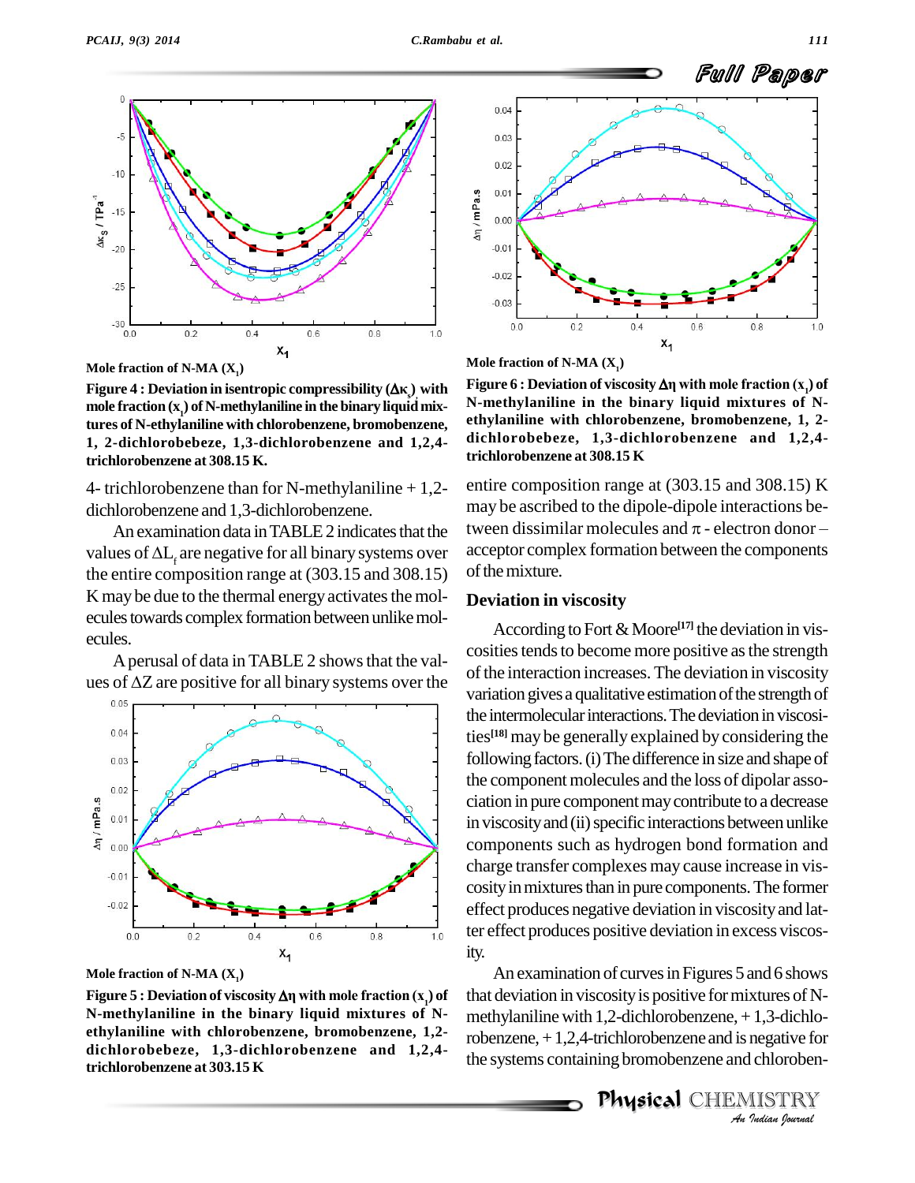Mole fraction of N-MA ($X_1$)

**Figure 4 : Deviation in isentropic compressibility ($\Delta\kappa_s$) with mole fraction ($x_1$) of N-methylaniline in the binary liquid mixtures of N-ethylaniline with chlorobenzene, bromobenzene, 1, 2-dichlorobebeze, 1,3-dichlorobenzene and 1,2,4-trichlorobenzene at 308.15 K.**

4- trichlorobenzene than for N-methylaniline + 1,2-dichlorobenzene and 1,3-dichlorobenzene.

An examination data in TABLE 2 indicates that the values of $\Delta L_f$ are negative for all binary systems over the entire composition range at (303.15 and 308.15) K may be due to the thermal energy activates the molecules towards complex formation between unlike molecules.

A perusal of data in TABLE 2 shows that the values of $\Delta Z$ are positive for all binary systems over the entire composition range at (303.15 and 308.15) K may be ascribed to the dipole-dipole interactions between dissimilar molecules and $\pi$ - electron donor – acceptor complex formation between the components of the mixture.

Mole fraction of N-MA ($X_1$)

**Figure 5 : Deviation of viscosity $\Delta\eta$ with mole fraction ($x_1$) of N-methylaniline in the binary liquid mixtures of N-ethylaniline with chlorobenzene, bromobenzene, 1,2-dichlorobebeze, 1,3-dichlorobenzene and 1,2,4-trichlorobenzene at 303.15 K**

Mole fraction of N-MA ($X_1$)

**Figure 6 : Deviation of viscosity $\Delta\eta$ with mole fraction ($x_1$) of N-methylaniline in the binary liquid mixtures of N-ethylaniline with chlorobenzene, bromobenzene, 1, 2-dichlorobebeze, 1,3-dichlorobenzene and 1,2,4-trichlorobenzene at 308.15 K**

### Deviation in viscosity

According to Fort & Moore[17] the deviation in viscosities tends to become more positive as the strength of the interaction increases. The deviation in viscosity variation gives a qualitative estimation of the strength of the intermolecular interactions. The deviation in viscosities[18] may be generally explained by considering the following factors. (i) The difference in size and shape of the component molecules and the loss of dipolar association in pure component may contribute to a decrease in viscosity and (ii) specific interactions between unlike components such as hydrogen bond formation and charge transfer complexes may cause increase in viscosity in mixtures than in pure components. The former effect produces negative deviation in viscosity and latter effect produces positive deviation in excess viscosity.

An examination of curves in Figures 5 and 6 shows that deviation in viscosity is positive for mixtures of N-methylaniline with 1,2-dichlorobenzene, + 1,3-dichlorobenzene, + 1,2,4-trichlorobenzene and is negative for the systems containing bromobenzene and chloroben-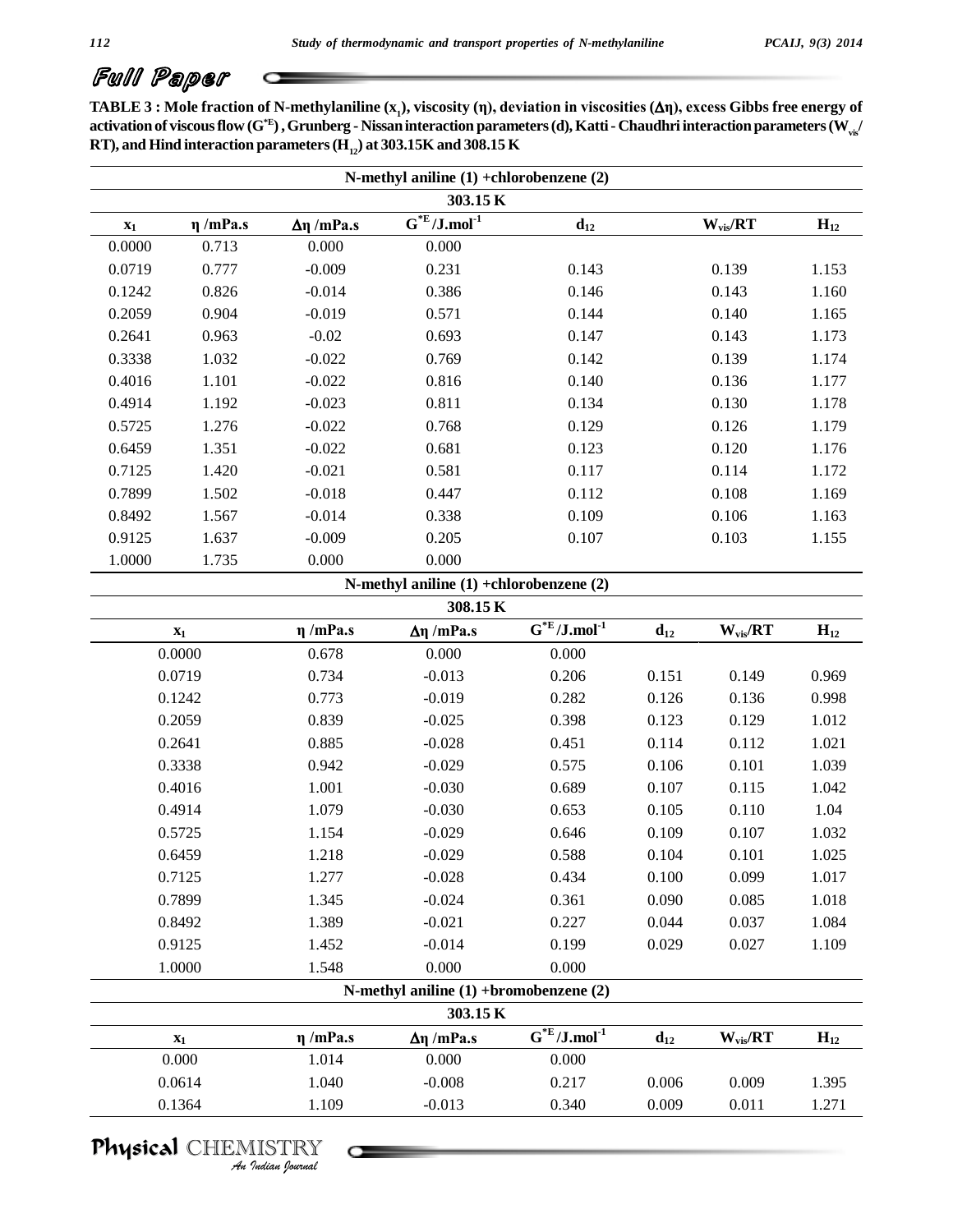TABLE 3 : Mole fraction of N-methylaniline ($x_1$), viscosity (η), deviation in viscosities (Δη), excess Gibbs free energy of activation of viscous flow ($G^{*E}$), Grunberg - Nissan interaction parameters (d), Katti - Chaudhri interaction parameters ($W_{vis}$/RT), and Hind interaction parameters ($H_{12}$) at 303.15K and 308.15 K

| $x_1$ | η /mPa.s | Δη /mPa.s | $G^{*E}$ /J.mol$^{-1}$ | $d_{12}$ | $W_{vis}$/RT | $H_{12}$ |
|---|---|---|---|---|---|---|
| **N-methyl aniline (1) +chlorobenzene (2)** | | | | | | |
| **303.15 K** | | | | | | |
| 0.0000 | 0.713 | 0.000 | 0.000 | | | |
| 0.0719 | 0.777 | -0.009 | 0.231 | 0.143 | 0.139 | 1.153 |
| 0.1242 | 0.826 | -0.014 | 0.386 | 0.146 | 0.143 | 1.160 |
| 0.2059 | 0.904 | -0.019 | 0.571 | 0.144 | 0.140 | 1.165 |
| 0.2641 | 0.963 | -0.02 | 0.693 | 0.147 | 0.143 | 1.173 |
| 0.3338 | 1.032 | -0.022 | 0.769 | 0.142 | 0.139 | 1.174 |
| 0.4016 | 1.101 | -0.022 | 0.816 | 0.140 | 0.136 | 1.177 |
| 0.4914 | 1.192 | -0.023 | 0.811 | 0.134 | 0.130 | 1.178 |
| 0.5725 | 1.276 | -0.022 | 0.768 | 0.129 | 0.126 | 1.179 |
| 0.6459 | 1.351 | -0.022 | 0.681 | 0.123 | 0.120 | 1.176 |
| 0.7125 | 1.420 | -0.021 | 0.581 | 0.117 | 0.114 | 1.172 |
| 0.7899 | 1.502 | -0.018 | 0.447 | 0.112 | 0.108 | 1.169 |
| 0.8492 | 1.567 | -0.014 | 0.338 | 0.109 | 0.106 | 1.163 |
| 0.9125 | 1.637 | -0.009 | 0.205 | 0.107 | 0.103 | 1.155 |
| 1.0000 | 1.735 | 0.000 | 0.000 | | | |
| **N-methyl aniline (1) +chlorobenzene (2)** | | | | | | |
| **308.15 K** | | | | | | |
| 0.0000 | 0.678 | 0.000 | 0.000 | | | |
| 0.0719 | 0.734 | -0.013 | 0.206 | 0.151 | 0.149 | 0.969 |
| 0.1242 | 0.773 | -0.019 | 0.282 | 0.126 | 0.136 | 0.998 |
| 0.2059 | 0.839 | -0.025 | 0.398 | 0.123 | 0.129 | 1.012 |
| 0.2641 | 0.885 | -0.028 | 0.451 | 0.114 | 0.112 | 1.021 |
| 0.3338 | 0.942 | -0.029 | 0.575 | 0.106 | 0.101 | 1.039 |
| 0.4016 | 1.001 | -0.030 | 0.689 | 0.107 | 0.115 | 1.042 |
| 0.4914 | 1.079 | -0.030 | 0.653 | 0.105 | 0.110 | 1.04 |
| 0.5725 | 1.154 | -0.029 | 0.646 | 0.109 | 0.107 | 1.032 |
| 0.6459 | 1.218 | -0.029 | 0.588 | 0.104 | 0.101 | 1.025 |
| 0.7125 | 1.277 | -0.028 | 0.434 | 0.100 | 0.099 | 1.017 |
| 0.7899 | 1.345 | -0.024 | 0.361 | 0.090 | 0.085 | 1.018 |
| 0.8492 | 1.389 | -0.021 | 0.227 | 0.044 | 0.037 | 1.084 |
| 0.9125 | 1.452 | -0.014 | 0.199 | 0.029 | 0.027 | 1.109 |
| 1.0000 | 1.548 | 0.000 | 0.000 | | | |
| **N-methyl aniline (1) +bromobenzene (2)** | | | | | | |
| **303.15 K** | | | | | | |
| 0.000 | 1.014 | 0.000 | 0.000 | | | |
| 0.0614 | 1.040 | -0.008 | 0.217 | 0.006 | 0.009 | 1.395 |
| 0.1364 | 1.109 | -0.013 | 0.340 | 0.009 | 0.011 | 1.271 |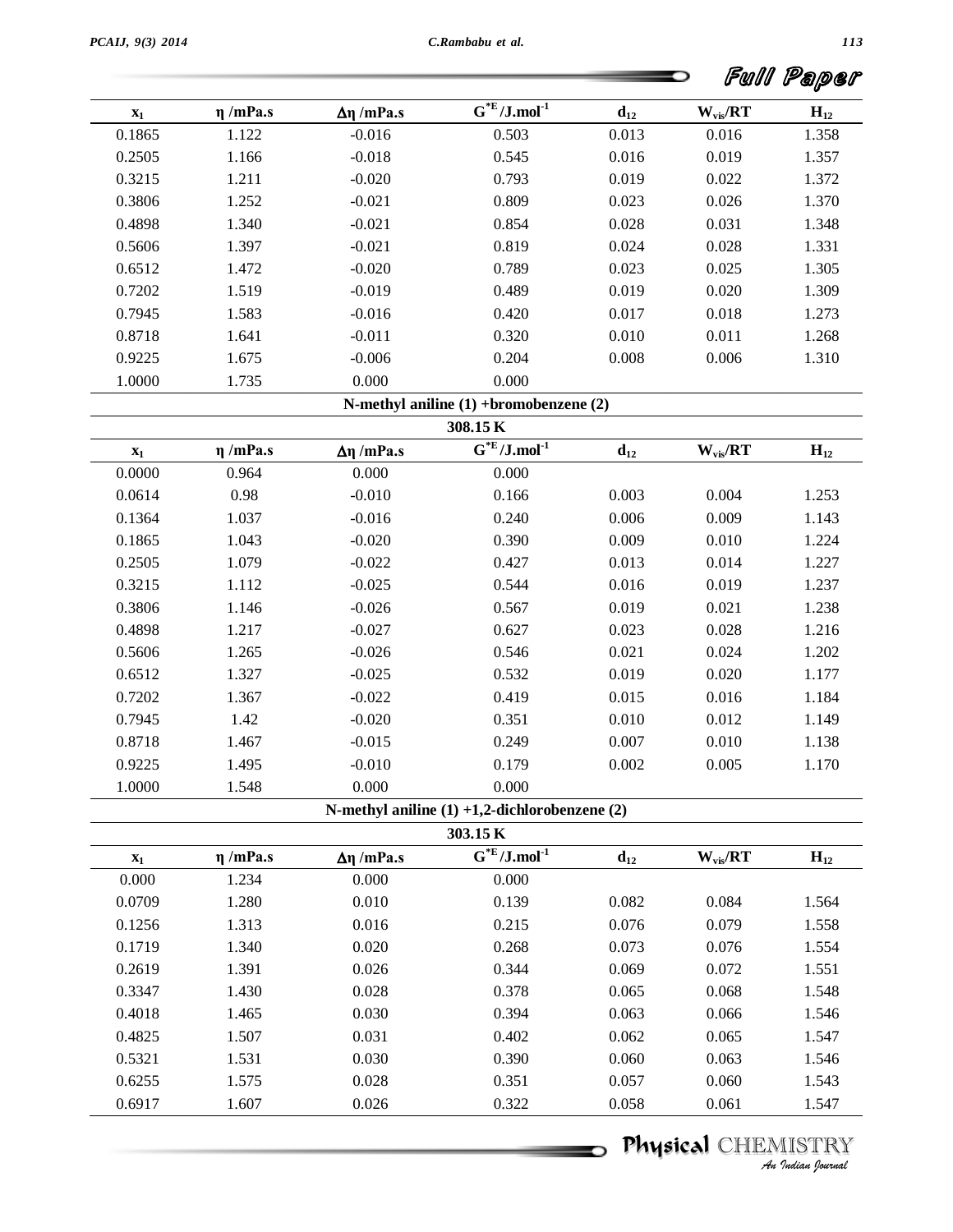| $x_1$ | $\eta$ /mPa.s | $\Delta\eta$ /mPa.s | $G^{*E}$/J.mol$^{-1}$ | $d_{12}$ | $W_{vis}/RT$ | $H_{12}$ |
|---|---|---|---|---|---|---|
| 0.1865 | 1.122 | -0.016 | 0.503 | 0.013 | 0.016 | 1.358 |
| 0.2505 | 1.166 | -0.018 | 0.545 | 0.016 | 0.019 | 1.357 |
| 0.3215 | 1.211 | -0.020 | 0.793 | 0.019 | 0.022 | 1.372 |
| 0.3806 | 1.252 | -0.021 | 0.809 | 0.023 | 0.026 | 1.370 |
| 0.4898 | 1.340 | -0.021 | 0.854 | 0.028 | 0.031 | 1.348 |
| 0.5606 | 1.397 | -0.021 | 0.819 | 0.024 | 0.028 | 1.331 |
| 0.6512 | 1.472 | -0.020 | 0.789 | 0.023 | 0.025 | 1.305 |
| 0.7202 | 1.519 | -0.019 | 0.489 | 0.019 | 0.020 | 1.309 |
| 0.7945 | 1.583 | -0.016 | 0.420 | 0.017 | 0.018 | 1.273 |
| 0.8718 | 1.641 | -0.011 | 0.320 | 0.010 | 0.011 | 1.268 |
| 0.9225 | 1.675 | -0.006 | 0.204 | 0.008 | 0.006 | 1.310 |
| 1.0000 | 1.735 | 0.000 | 0.000 | | | |

**N-methyl aniline (1) +bromobenzene (2)**

**308.15 K**

| $x_1$ | $\eta$ /mPa.s | $\Delta\eta$ /mPa.s | $G^{*E}$/J.mol$^{-1}$ | $d_{12}$ | $W_{vis}/RT$ | $H_{12}$ |
|---|---|---|---|---|---|---|
| 0.0000 | 0.964 | 0.000 | 0.000 | | | |
| 0.0614 | 0.98 | -0.010 | 0.166 | 0.003 | 0.004 | 1.253 |
| 0.1364 | 1.037 | -0.016 | 0.240 | 0.006 | 0.009 | 1.143 |
| 0.1865 | 1.043 | -0.020 | 0.390 | 0.009 | 0.010 | 1.224 |
| 0.2505 | 1.079 | -0.022 | 0.427 | 0.013 | 0.014 | 1.227 |
| 0.3215 | 1.112 | -0.025 | 0.544 | 0.016 | 0.019 | 1.237 |
| 0.3806 | 1.146 | -0.026 | 0.567 | 0.019 | 0.021 | 1.238 |
| 0.4898 | 1.217 | -0.027 | 0.627 | 0.023 | 0.028 | 1.216 |
| 0.5606 | 1.265 | -0.026 | 0.546 | 0.021 | 0.024 | 1.202 |
| 0.6512 | 1.327 | -0.025 | 0.532 | 0.019 | 0.020 | 1.177 |
| 0.7202 | 1.367 | -0.022 | 0.419 | 0.015 | 0.016 | 1.184 |
| 0.7945 | 1.42 | -0.020 | 0.351 | 0.010 | 0.012 | 1.149 |
| 0.8718 | 1.467 | -0.015 | 0.249 | 0.007 | 0.010 | 1.138 |
| 0.9225 | 1.495 | -0.010 | 0.179 | 0.002 | 0.005 | 1.170 |
| 1.0000 | 1.548 | 0.000 | 0.000 | | | |

**N-methyl aniline (1) +1,2-dichlorobenzene (2)**

**303.15 K**

| $x_1$ | $\eta$ /mPa.s | $\Delta\eta$ /mPa.s | $G^{*E}$/J.mol$^{-1}$ | $d_{12}$ | $W_{vis}/RT$ | $H_{12}$ |
|---|---|---|---|---|---|---|
| 0.000 | 1.234 | 0.000 | 0.000 | | | |
| 0.0709 | 1.280 | 0.010 | 0.139 | 0.082 | 0.084 | 1.564 |
| 0.1256 | 1.313 | 0.016 | 0.215 | 0.076 | 0.079 | 1.558 |
| 0.1719 | 1.340 | 0.020 | 0.268 | 0.073 | 0.076 | 1.554 |
| 0.2619 | 1.391 | 0.026 | 0.344 | 0.069 | 0.072 | 1.551 |
| 0.3347 | 1.430 | 0.028 | 0.378 | 0.065 | 0.068 | 1.548 |
| 0.4018 | 1.465 | 0.030 | 0.394 | 0.063 | 0.066 | 1.546 |
| 0.4825 | 1.507 | 0.031 | 0.402 | 0.062 | 0.065 | 1.547 |
| 0.5321 | 1.531 | 0.030 | 0.390 | 0.060 | 0.063 | 1.546 |
| 0.6255 | 1.575 | 0.028 | 0.351 | 0.057 | 0.060 | 1.543 |
| 0.6917 | 1.607 | 0.026 | 0.322 | 0.058 | 0.061 | 1.547 |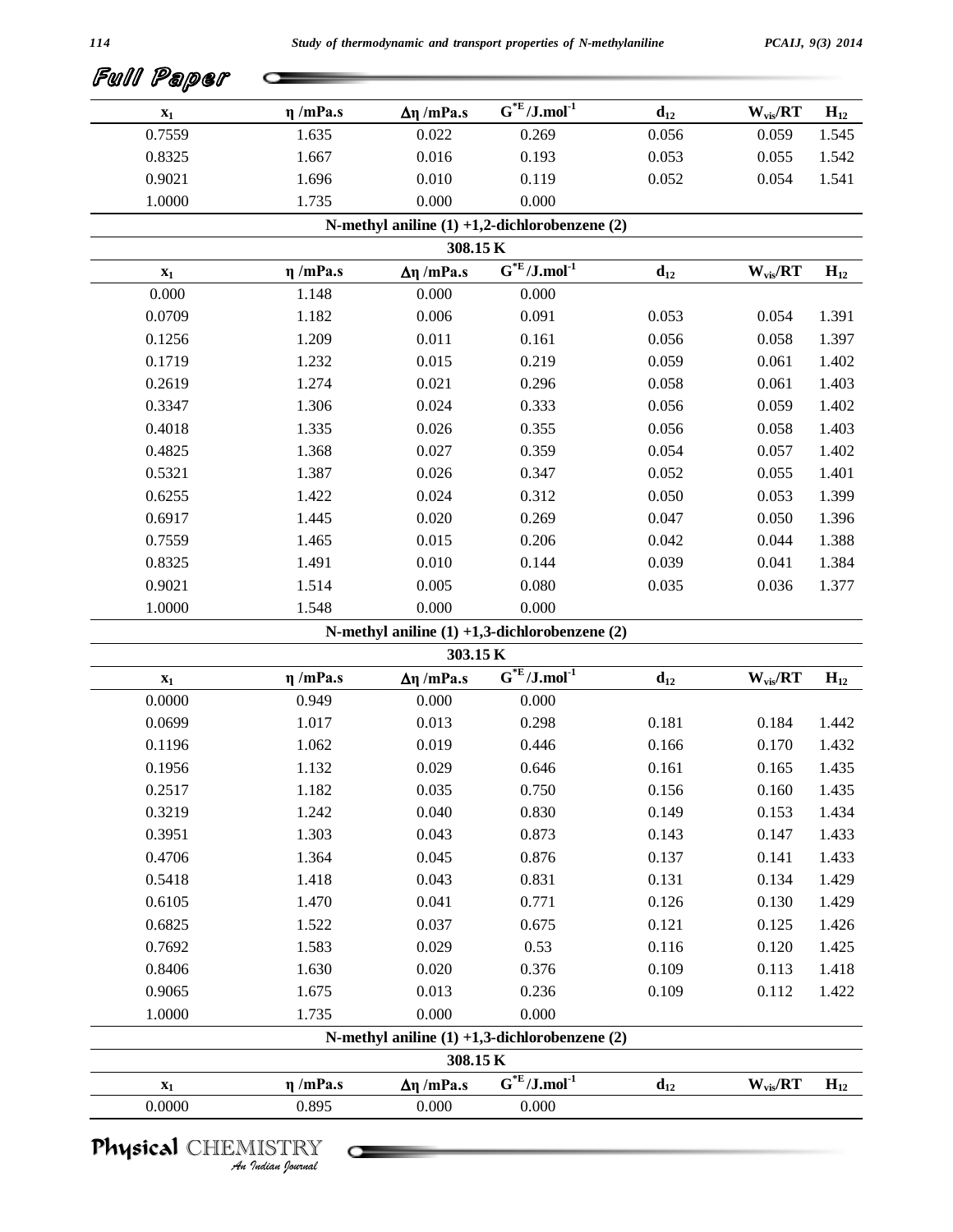| $x_1$ | $\eta$ /mPa.s | $\Delta\eta$ /mPa.s | $G^{*E}$/J.mol$^{-1}$ | $d_{12}$ | $W_{vis}/RT$ | $H_{12}$ |
|---|---|---|---|---|---|---|
| 0.7559 | 1.635 | 0.022 | 0.269 | 0.056 | 0.059 | 1.545 |
| 0.8325 | 1.667 | 0.016 | 0.193 | 0.053 | 0.055 | 1.542 |
| 0.9021 | 1.696 | 0.010 | 0.119 | 0.052 | 0.054 | 1.541 |
| 1.0000 | 1.735 | 0.000 | 0.000 | | | |
| **N-methyl aniline (1) +1,2-dichlorobenzene (2)** | | | | | | |
| **308.15 K** | | | | | | |
| $x_1$ | $\eta$ /mPa.s | $\Delta\eta$ /mPa.s | $G^{*E}$/J.mol$^{-1}$ | $d_{12}$ | $W_{vis}/RT$ | $H_{12}$ |
| 0.000 | 1.148 | 0.000 | 0.000 | | | |
| 0.0709 | 1.182 | 0.006 | 0.091 | 0.053 | 0.054 | 1.391 |
| 0.1256 | 1.209 | 0.011 | 0.161 | 0.056 | 0.058 | 1.397 |
| 0.1719 | 1.232 | 0.015 | 0.219 | 0.059 | 0.061 | 1.402 |
| 0.2619 | 1.274 | 0.021 | 0.296 | 0.058 | 0.061 | 1.403 |
| 0.3347 | 1.306 | 0.024 | 0.333 | 0.056 | 0.059 | 1.402 |
| 0.4018 | 1.335 | 0.026 | 0.355 | 0.056 | 0.058 | 1.403 |
| 0.4825 | 1.368 | 0.027 | 0.359 | 0.054 | 0.057 | 1.402 |
| 0.5321 | 1.387 | 0.026 | 0.347 | 0.052 | 0.055 | 1.401 |
| 0.6255 | 1.422 | 0.024 | 0.312 | 0.050 | 0.053 | 1.399 |
| 0.6917 | 1.445 | 0.020 | 0.269 | 0.047 | 0.050 | 1.396 |
| 0.7559 | 1.465 | 0.015 | 0.206 | 0.042 | 0.044 | 1.388 |
| 0.8325 | 1.491 | 0.010 | 0.144 | 0.039 | 0.041 | 1.384 |
| 0.9021 | 1.514 | 0.005 | 0.080 | 0.035 | 0.036 | 1.377 |
| 1.0000 | 1.548 | 0.000 | 0.000 | | | |
| **N-methyl aniline (1) +1,3-dichlorobenzene (2)** | | | | | | |
| **303.15 K** | | | | | | |
| $x_1$ | $\eta$ /mPa.s | $\Delta\eta$ /mPa.s | $G^{*E}$/J.mol$^{-1}$ | $d_{12}$ | $W_{vis}/RT$ | $H_{12}$ |
| 0.0000 | 0.949 | 0.000 | 0.000 | | | |
| 0.0699 | 1.017 | 0.013 | 0.298 | 0.181 | 0.184 | 1.442 |
| 0.1196 | 1.062 | 0.019 | 0.446 | 0.166 | 0.170 | 1.432 |
| 0.1956 | 1.132 | 0.029 | 0.646 | 0.161 | 0.165 | 1.435 |
| 0.2517 | 1.182 | 0.035 | 0.750 | 0.156 | 0.160 | 1.435 |
| 0.3219 | 1.242 | 0.040 | 0.830 | 0.149 | 0.153 | 1.434 |
| 0.3951 | 1.303 | 0.043 | 0.873 | 0.143 | 0.147 | 1.433 |
| 0.4706 | 1.364 | 0.045 | 0.876 | 0.137 | 0.141 | 1.433 |
| 0.5418 | 1.418 | 0.043 | 0.831 | 0.131 | 0.134 | 1.429 |
| 0.6105 | 1.470 | 0.041 | 0.771 | 0.126 | 0.130 | 1.429 |
| 0.6825 | 1.522 | 0.037 | 0.675 | 0.121 | 0.125 | 1.426 |
| 0.7692 | 1.583 | 0.029 | 0.53 | 0.116 | 0.120 | 1.425 |
| 0.8406 | 1.630 | 0.020 | 0.376 | 0.109 | 0.113 | 1.418 |
| 0.9065 | 1.675 | 0.013 | 0.236 | 0.109 | 0.112 | 1.422 |
| 1.0000 | 1.735 | 0.000 | 0.000 | | | |
| **N-methyl aniline (1) +1,3-dichlorobenzene (2)** | | | | | | |
| **308.15 K** | | | | | | |
| $x_1$ | $\eta$ /mPa.s | $\Delta\eta$ /mPa.s | $G^{*E}$/J.mol$^{-1}$ | $d_{12}$ | $W_{vis}/RT$ | $H_{12}$ |
| 0.0000 | 0.895 | 0.000 | 0.000 | | | |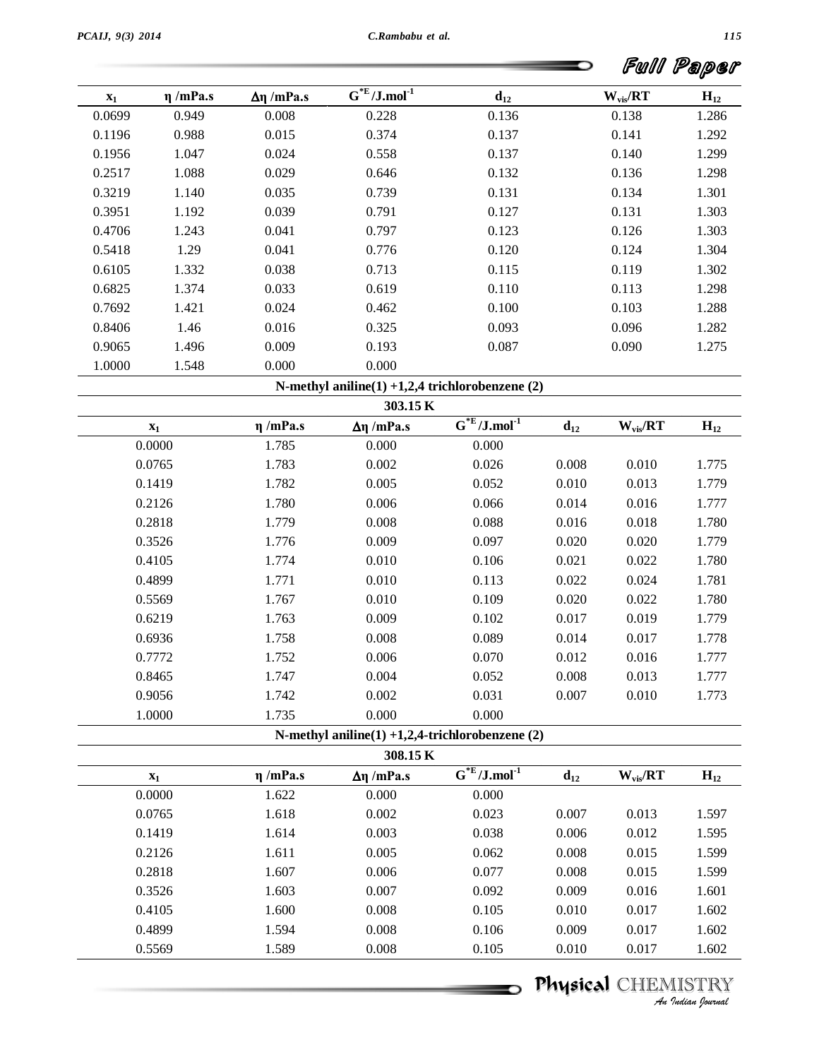| $x_1$ | $\eta$ /mPa.s | $\Delta\eta$ /mPa.s | $G^{*E}$/J.mol$^{-1}$ | $d_{12}$ | $W_{vis}/RT$ | $H_{12}$ |
|---|---|---|---|---|---|---|
| 0.0699 | 0.949 | 0.008 | 0.228 | 0.136 | 0.138 | 1.286 |
| 0.1196 | 0.988 | 0.015 | 0.374 | 0.137 | 0.141 | 1.292 |
| 0.1956 | 1.047 | 0.024 | 0.558 | 0.137 | 0.140 | 1.299 |
| 0.2517 | 1.088 | 0.029 | 0.646 | 0.132 | 0.136 | 1.298 |
| 0.3219 | 1.140 | 0.035 | 0.739 | 0.131 | 0.134 | 1.301 |
| 0.3951 | 1.192 | 0.039 | 0.791 | 0.127 | 0.131 | 1.303 |
| 0.4706 | 1.243 | 0.041 | 0.797 | 0.123 | 0.126 | 1.303 |
| 0.5418 | 1.29 | 0.041 | 0.776 | 0.120 | 0.124 | 1.304 |
| 0.6105 | 1.332 | 0.038 | 0.713 | 0.115 | 0.119 | 1.302 |
| 0.6825 | 1.374 | 0.033 | 0.619 | 0.110 | 0.113 | 1.298 |
| 0.7692 | 1.421 | 0.024 | 0.462 | 0.100 | 0.103 | 1.288 |
| 0.8406 | 1.46 | 0.016 | 0.325 | 0.093 | 0.096 | 1.282 |
| 0.9065 | 1.496 | 0.009 | 0.193 | 0.087 | 0.090 | 1.275 |
| 1.0000 | 1.548 | 0.000 | 0.000 | | | |

**N-methyl aniline(1) +1,2,4 trichlorobenzene (2)**

**303.15 K**

| $x_1$ | $\eta$ /mPa.s | $\Delta\eta$ /mPa.s | $G^{*E}$/J.mol$^{-1}$ | $d_{12}$ | $W_{vis}/RT$ | $H_{12}$ |
|---|---|---|---|---|---|---|
| 0.0000 | 1.785 | 0.000 | 0.000 | | | |
| 0.0765 | 1.783 | 0.002 | 0.026 | 0.008 | 0.010 | 1.775 |
| 0.1419 | 1.782 | 0.005 | 0.052 | 0.010 | 0.013 | 1.779 |
| 0.2126 | 1.780 | 0.006 | 0.066 | 0.014 | 0.016 | 1.777 |
| 0.2818 | 1.779 | 0.008 | 0.088 | 0.016 | 0.018 | 1.780 |
| 0.3526 | 1.776 | 0.009 | 0.097 | 0.020 | 0.020 | 1.779 |
| 0.4105 | 1.774 | 0.010 | 0.106 | 0.021 | 0.022 | 1.780 |
| 0.4899 | 1.771 | 0.010 | 0.113 | 0.022 | 0.024 | 1.781 |
| 0.5569 | 1.767 | 0.010 | 0.109 | 0.020 | 0.022 | 1.780 |
| 0.6219 | 1.763 | 0.009 | 0.102 | 0.017 | 0.019 | 1.779 |
| 0.6936 | 1.758 | 0.008 | 0.089 | 0.014 | 0.017 | 1.778 |
| 0.7772 | 1.752 | 0.006 | 0.070 | 0.012 | 0.016 | 1.777 |
| 0.8465 | 1.747 | 0.004 | 0.052 | 0.008 | 0.013 | 1.777 |
| 0.9056 | 1.742 | 0.002 | 0.031 | 0.007 | 0.010 | 1.773 |
| 1.0000 | 1.735 | 0.000 | 0.000 | | | |

**N-methyl aniline(1) +1,2,4-trichlorobenzene (2)**

**308.15 K**

| $x_1$ | $\eta$ /mPa.s | $\Delta\eta$ /mPa.s | $G^{*E}$/J.mol$^{-1}$ | $d_{12}$ | $W_{vis}/RT$ | $H_{12}$ |
|---|---|---|---|---|---|---|
| 0.0000 | 1.622 | 0.000 | 0.000 | | | |
| 0.0765 | 1.618 | 0.002 | 0.023 | 0.007 | 0.013 | 1.597 |
| 0.1419 | 1.614 | 0.003 | 0.038 | 0.006 | 0.012 | 1.595 |
| 0.2126 | 1.611 | 0.005 | 0.062 | 0.008 | 0.015 | 1.599 |
| 0.2818 | 1.607 | 0.006 | 0.077 | 0.008 | 0.015 | 1.599 |
| 0.3526 | 1.603 | 0.007 | 0.092 | 0.009 | 0.016 | 1.601 |
| 0.4105 | 1.600 | 0.008 | 0.105 | 0.010 | 0.017 | 1.602 |
| 0.4899 | 1.594 | 0.008 | 0.106 | 0.009 | 0.017 | 1.602 |
| 0.5569 | 1.589 | 0.008 | 0.105 | 0.010 | 0.017 | 1.602 |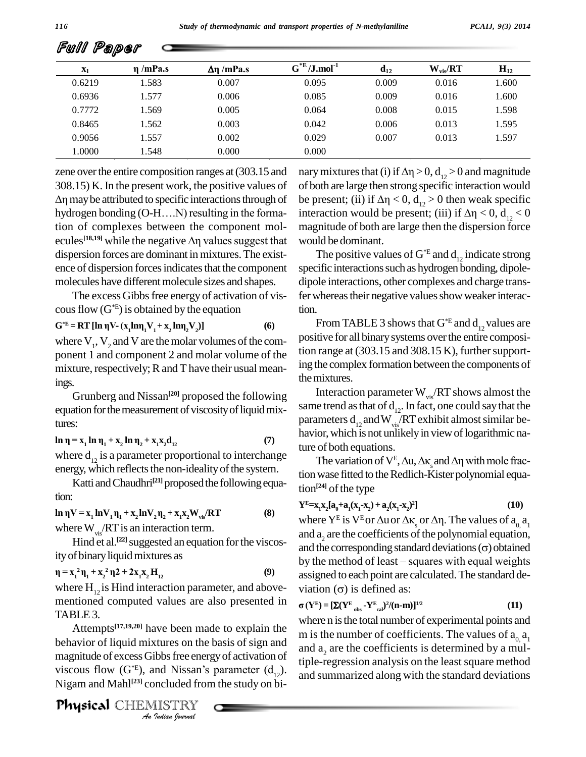| $x_1$ | $\eta$ /mPa.s | $\Delta\eta$ /mPa.s | $G^{*E}$/J.mol$^{-1}$ | $d_{12}$ | $W_{vis}/RT$ | $H_{12}$ |
|---|---|---|---|---|---|---|
| 0.6219 | 1.583 | 0.007 | 0.095 | 0.009 | 0.016 | 1.600 |
| 0.6936 | 1.577 | 0.006 | 0.085 | 0.009 | 0.016 | 1.600 |
| 0.7772 | 1.569 | 0.005 | 0.064 | 0.008 | 0.015 | 1.598 |
| 0.8465 | 1.562 | 0.003 | 0.042 | 0.006 | 0.013 | 1.595 |
| 0.9056 | 1.557 | 0.002 | 0.029 | 0.007 | 0.013 | 1.597 |
| 1.0000 | 1.548 | 0.000 | 0.000 | | | |

zene over the entire composition ranges at (303.15 and 308.15) K. In the present work, the positive values of $\Delta\eta$ may be attributed to specific interactions through of hydrogen bonding (O-H….N) resulting in the formation of complexes between the component molecules[18,19] while the negative $\Delta\eta$ values suggest that dispersion forces are dominant in mixtures. The existence of dispersion forces indicates that the component molecules have different molecule sizes and shapes.

The excess Gibbs free energy of activation of viscous flow ($G^{*E}$) is obtained by the equation

$$G^{*E} = RT [\ln \eta V - (x_1 \ln\eta_1 V_1 + x_2 \ln\eta_2 V_2)] \quad (6)$$

where $V_1$, $V_2$ and V are the molar volumes of the component 1 and component 2 and molar volume of the mixture, respectively; R and T have their usual meanings.

Grunberg and Nissan[20] proposed the following equation for the measurement of viscosity of liquid mixtures:

$$\ln \eta = x_1 \ln \eta_1 + x_2 \ln \eta_2 + x_1 x_2 d_{12} \quad (7)$$

where $d_{12}$ is a parameter proportional to interchange energy, which reflects the non-ideality of the system.

Katti and Chaudhri[21] proposed the following equation:

$$\ln \eta V = x_1 \ln V_1 \eta_1 + x_2 \ln V_2 \eta_2 + x_1 x_2 W_{vis}/RT \quad (8)$$

where $W_{vis}/RT$ is an interaction term.

Hind et al.[22] suggested an equation for the viscosity of binary liquid mixtures as

$$\eta = x_1^2 \eta_1 + x_2^2 \eta 2 + 2 x_1 x_2 H_{12} \quad (9)$$

where $H_{12}$ is Hind interaction parameter, and above-mentioned computed values are also presented in TABLE 3.

Attempts[17,19,20] have been made to explain the behavior of liquid mixtures on the basis of sign and magnitude of excess Gibbs free energy of activation of viscous flow ($G^{*E}$), and Nissan's parameter ($d_{12}$). Nigam and Mahl[23] concluded from the study on binary mixtures that (i) if $\Delta\eta > 0$, $d_{12} > 0$ and magnitude of both are large then strong specific interaction would be present; (ii) if $\Delta\eta < 0$, $d_{12} > 0$ then weak specific interaction would be present; (iii) if $\Delta\eta < 0$, $d_{12} < 0$ magnitude of both are large then the dispersion force would be dominant.

The positive values of $G^{*E}$ and $d_{12}$ indicate strong specific interactions such as hydrogen bonding, dipole-dipole interactions, other complexes and charge transfer whereas their negative values show weaker interaction.

From TABLE 3 shows that $G^{*E}$ and $d_{12}$ values are positive for all binary systems over the entire composition range at (303.15 and 308.15 K), further supporting the complex formation between the components of the mixtures.

Interaction parameter $W_{vis}/RT$ shows almost the same trend as that of $d_{12}$. In fact, one could say that the parameters $d_{12}$ and $W_{vis}/RT$ exhibit almost similar behavior, which is not unlikely in view of logarithmic nature of both equations.

The variation of $V^E$, $\Delta u$, $\Delta\kappa_s$ and $\Delta\eta$ with mole fraction wase fitted to the Redlich-Kister polynomial equation[24] of the type

$$Y^E = x_1 x_2 [a_0 + a_1(x_1 - x_2) + a_2(x_1 - x_2)^2] \quad (10)$$

where $Y^E$ is $V^E$ or $\Delta u$ or $\Delta\kappa_s$ or $\Delta\eta$. The values of $a_0$, $a_1$ and $a_2$ are the coefficients of the polynomial equation, and the corresponding standard deviations ($\sigma$) obtained by the method of least – squares with equal weights assigned to each point are calculated. The standard deviation ($\sigma$) is defined as:

$$\sigma (Y^E) = [\Sigma (Y^E_{obs} - Y^E_{cal})^2 / (n-m)]^{1/2} \quad (11)$$

where n is the total number of experimental points and m is the number of coefficients. The values of $a_0$, $a_1$ and $a_2$ are the coefficients is determined by a multiple-regression analysis on the least square method and summarized along with the standard deviations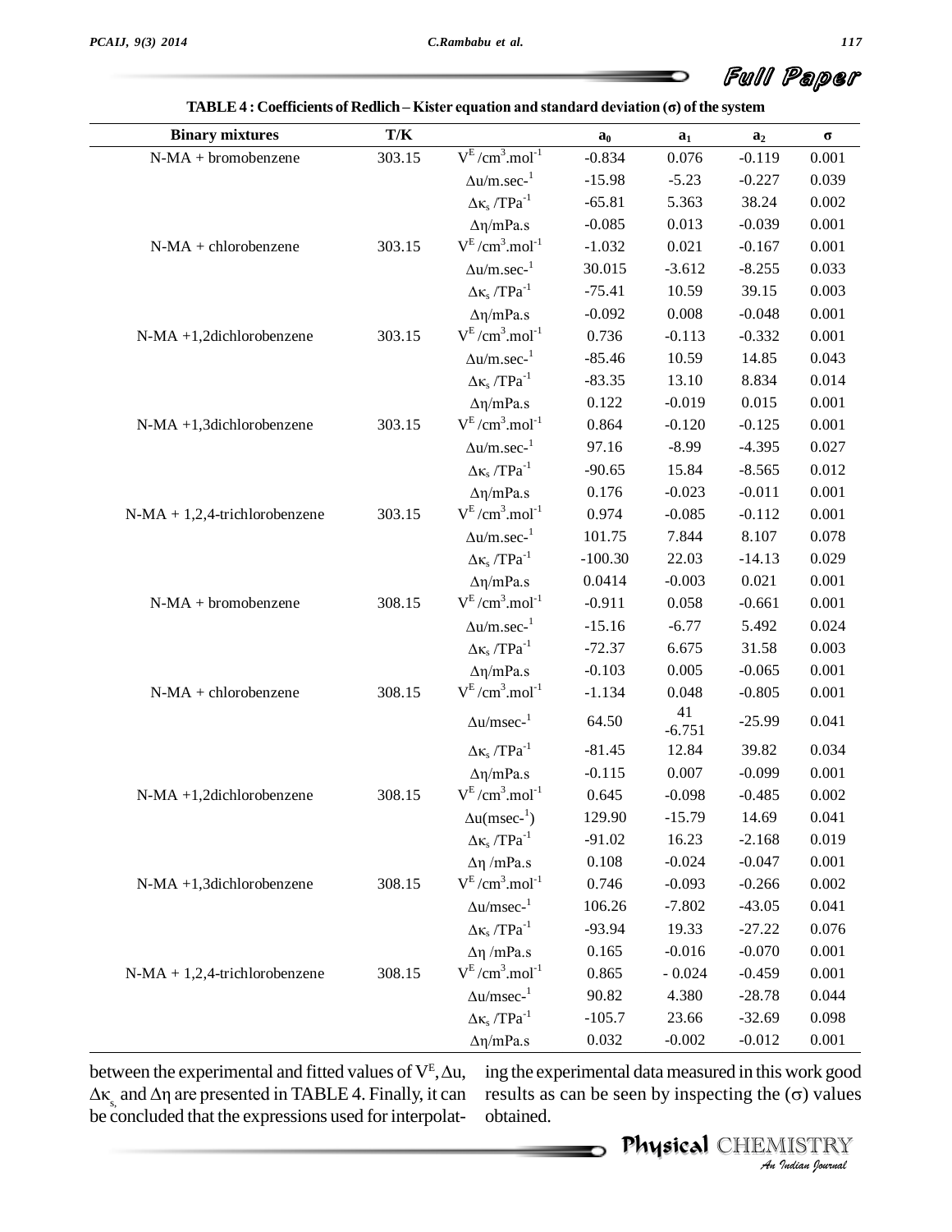**TABLE 4 : Coefficients of Redlich – Kister equation and standard deviation (σ) of the system**

| Binary mixtures | T/K | | $a_0$ | $a_1$ | $a_2$ | σ |
|---|---|---|---|---|---|---|
| N-MA + bromobenzene | 303.15 | $V^E$ /cm$^3$.mol$^{-1}$ | -0.834 | 0.076 | -0.119 | 0.001 |
| | | Δu/m.sec-$^1$ | -15.98 | -5.23 | -0.227 | 0.039 |
| | | $\Delta\kappa_s$ /TPa$^{-1}$ | -65.81 | 5.363 | 38.24 | 0.002 |
| | | Δη/mPa.s | -0.085 | 0.013 | -0.039 | 0.001 |
| N-MA + chlorobenzene | 303.15 | $V^E$ /cm$^3$.mol$^{-1}$ | -1.032 | 0.021 | -0.167 | 0.001 |
| | | Δu/m.sec-$^1$ | 30.015 | -3.612 | -8.255 | 0.033 |
| | | $\Delta\kappa_s$ /TPa$^{-1}$ | -75.41 | 10.59 | 39.15 | 0.003 |
| | | Δη/mPa.s | -0.092 | 0.008 | -0.048 | 0.001 |
| N-MA +1,2dichlorobenzene | 303.15 | $V^E$ /cm$^3$.mol$^{-1}$ | 0.736 | -0.113 | -0.332 | 0.001 |
| | | Δu/m.sec-$^1$ | -85.46 | 10.59 | 14.85 | 0.043 |
| | | $\Delta\kappa_s$ /TPa$^{-1}$ | -83.35 | 13.10 | 8.834 | 0.014 |
| | | Δη/mPa.s | 0.122 | -0.019 | 0.015 | 0.001 |
| N-MA +1,3dichlorobenzene | 303.15 | $V^E$ /cm$^3$.mol$^{-1}$ | 0.864 | -0.120 | -0.125 | 0.001 |
| | | Δu/m.sec-$^1$ | 97.16 | -8.99 | -4.395 | 0.027 |
| | | $\Delta\kappa_s$ /TPa$^{-1}$ | -90.65 | 15.84 | -8.565 | 0.012 |
| | | Δη/mPa.s | 0.176 | -0.023 | -0.011 | 0.001 |
| N-MA + 1,2,4-trichlorobenzene | 303.15 | $V^E$ /cm$^3$.mol$^{-1}$ | 0.974 | -0.085 | -0.112 | 0.001 |
| | | Δu/m.sec-$^1$ | 101.75 | 7.844 | 8.107 | 0.078 |
| | | $\Delta\kappa_s$ /TPa$^{-1}$ | -100.30 | 22.03 | -14.13 | 0.029 |
| | | Δη/mPa.s | 0.0414 | -0.003 | 0.021 | 0.001 |
| N-MA + bromobenzene | 308.15 | $V^E$ /cm$^3$.mol$^{-1}$ | -0.911 | 0.058 | -0.661 | 0.001 |
| | | Δu/m.sec-$^1$ | -15.16 | -6.77 | 5.492 | 0.024 |
| | | $\Delta\kappa_s$ /TPa$^{-1}$ | -72.37 | 6.675 | 31.58 | 0.003 |
| | | Δη/mPa.s | -0.103 | 0.005 | -0.065 | 0.001 |
| N-MA + chlorobenzene | 308.15 | $V^E$ /cm$^3$.mol$^{-1}$ | -1.134 | 0.048 | -0.805 | 0.001 |
| | | Δu/msec-$^1$ | 64.50 | 41 -6.751 | -25.99 | 0.041 |
| | | $\Delta\kappa_s$ /TPa$^{-1}$ | -81.45 | 12.84 | 39.82 | 0.034 |
| | | Δη/mPa.s | -0.115 | 0.007 | -0.099 | 0.001 |
| N-MA +1,2dichlorobenzene | 308.15 | $V^E$ /cm$^3$.mol$^{-1}$ | 0.645 | -0.098 | -0.485 | 0.002 |
| | | Δu(msec-$^1$) | 129.90 | -15.79 | 14.69 | 0.041 |
| | | $\Delta\kappa_s$ /TPa$^{-1}$ | -91.02 | 16.23 | -2.168 | 0.019 |
| | | Δη /mPa.s | 0.108 | -0.024 | -0.047 | 0.001 |
| N-MA +1,3dichlorobenzene | 308.15 | $V^E$ /cm$^3$.mol$^{-1}$ | 0.746 | -0.093 | -0.266 | 0.002 |
| | | Δu/msec-$^1$ | 106.26 | -7.802 | -43.05 | 0.041 |
| | | $\Delta\kappa_s$ /TPa$^{-1}$ | -93.94 | 19.33 | -27.22 | 0.076 |
| | | Δη /mPa.s | 0.165 | -0.016 | -0.070 | 0.001 |
| N-MA + 1,2,4-trichlorobenzene | 308.15 | $V^E$ /cm$^3$.mol$^{-1}$ | 0.865 | - 0.024 | -0.459 | 0.001 |
| | | Δu/msec-$^1$ | 90.82 | 4.380 | -28.78 | 0.044 |
| | | $\Delta\kappa_s$ /TPa$^{-1}$ | -105.7 | 23.66 | -32.69 | 0.098 |
| | | Δη/mPa.s | 0.032 | -0.002 | -0.012 | 0.001 |

between the experimental and fitted values of $V^E$, Δu, $\Delta\kappa_s$ and Δη are presented in TABLE 4. Finally, it can be concluded that the expressions used for interpolating the experimental data measured in this work good results as can be seen by inspecting the (σ) values obtained.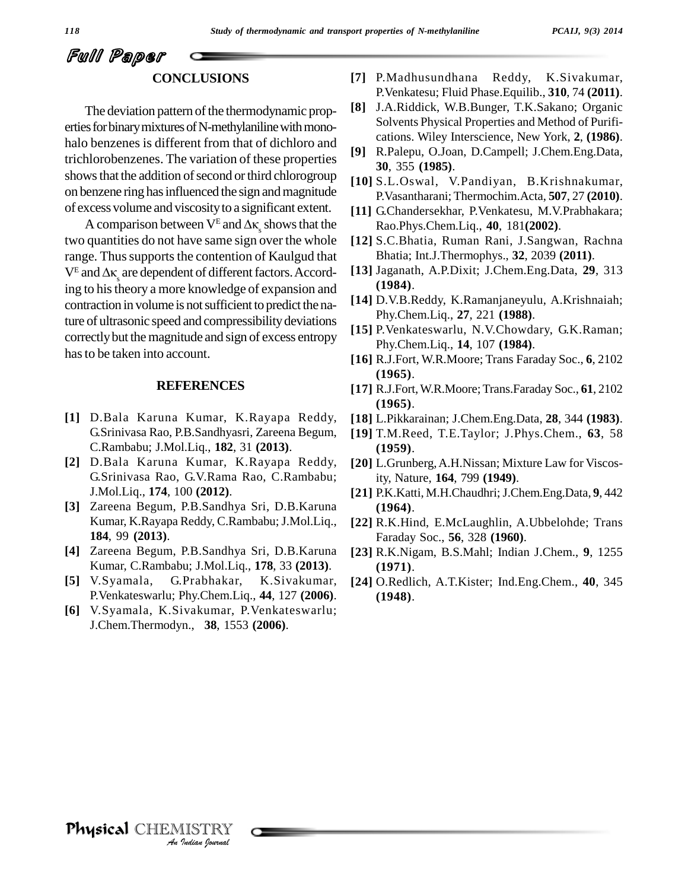## CONCLUSIONS

The deviation pattern of the thermodynamic properties for binary mixtures of N-methylaniline with monohalo benzenes is different from that of dichloro and trichlorobenzenes. The variation of these properties shows that the addition of second or third chlorogroup on benzene ring has influenced the sign and magnitude of excess volume and viscosity to a significant extent.

A comparison between $V^E$ and $\Delta\kappa_s$ shows that the two quantities do not have same sign over the whole range. Thus supports the contention of Kaulgud that $V^E$ and $\Delta\kappa_s$ are dependent of different factors. According to his theory a more knowledge of expansion and contraction in volume is not sufficient to predict the nature of ultrasonic speed and compressibility deviations correctly but the magnitude and sign of excess entropy has to be taken into account.

## REFERENCES

**[1]** D.Bala Karuna Kumar, K.Rayapa Reddy, G.Srinivasa Rao, P.B.Sandhyasri, Zareena Begum, C.Rambabu; J.Mol.Liq., **182**, 31 **(2013)**.

**[2]** D.Bala Karuna Kumar, K.Rayapa Reddy, G.Srinivasa Rao, G.V.Rama Rao, C.Rambabu; J.Mol.Liq., **174**, 100 **(2012)**.

**[3]** Zareena Begum, P.B.Sandhya Sri, D.B.Karuna Kumar, K.Rayapa Reddy, C.Rambabu; J.Mol.Liq., **184**, 99 **(2013)**.

**[4]** Zareena Begum, P.B.Sandhya Sri, D.B.Karuna Kumar, C.Rambabu; J.Mol.Liq., **178**, 33 **(2013)**.

**[5]** V.Syamala, G.Prabhakar, K.Sivakumar, P.Venkateswarlu; Phy.Chem.Liq., **44**, 127 **(2006)**.

**[6]** V.Syamala, K.Sivakumar, P.Venkateswarlu; J.Chem.Thermodyn., **38**, 1553 **(2006)**.

**[7]** P.Madhusundhana Reddy, K.Sivakumar, P.Venkatesu; Fluid Phase.Equilib., **310**, 74 **(2011)**.

**[8]** J.A.Riddick, W.B.Bunger, T.K.Sakano; Organic Solvents Physical Properties and Method of Purifications. Wiley Interscience, New York, **2**, **(1986)**.

**[9]** R.Palepu, O.Joan, D.Campell; J.Chem.Eng.Data, **30**, 355 **(1985)**.

**[10]** S.L.Oswal, V.Pandiyan, B.Krishnakumar, P.Vasantharani; Thermochim.Acta, **507**, 27 **(2010)**.

**[11]** G.Chandersekhar, P.Venkatesu, M.V.Prabhakara; Rao.Phys.Chem.Liq., **40**, 181**(2002)**.

**[12]** S.C.Bhatia, Ruman Rani, J.Sangwan, Rachna Bhatia; Int.J.Thermophys., **32**, 2039 **(2011)**.

**[13]** Jaganath, A.P.Dixit; J.Chem.Eng.Data, **29**, 313 **(1984)**.

**[14]** D.V.B.Reddy, K.Ramanjaneyulu, A.Krishnaiah; Phy.Chem.Liq., **27**, 221 **(1988)**.

**[15]** P.Venkateswarlu, N.V.Chowdary, G.K.Raman; Phy.Chem.Liq., **14**, 107 **(1984)**.

**[16]** R.J.Fort, W.R.Moore; Trans Faraday Soc., **6**, 2102 **(1965)**.

**[17]** R.J.Fort, W.R.Moore; Trans.Faraday Soc., **61**, 2102 **(1965)**.

**[18]** L.Pikkarainan; J.Chem.Eng.Data, **28**, 344 **(1983)**.

**[19]** T.M.Reed, T.E.Taylor; J.Phys.Chem., **63**, 58 **(1959)**.

**[20]** L.Grunberg, A.H.Nissan; Mixture Law for Viscosity, Nature, **164**, 799 **(1949)**.

**[21]** P.K.Katti, M.H.Chaudhri; J.Chem.Eng.Data, **9**, 442 **(1964)**.

**[22]** R.K.Hind, E.McLaughlin, A.Ubbelohde; Trans Faraday Soc., **56**, 328 **(1960)**.

**[23]** R.K.Nigam, B.S.Mahl; Indian J.Chem., **9**, 1255 **(1971)**.

**[24]** O.Redlich, A.T.Kister; Ind.Eng.Chem., **40**, 345 **(1948)**.